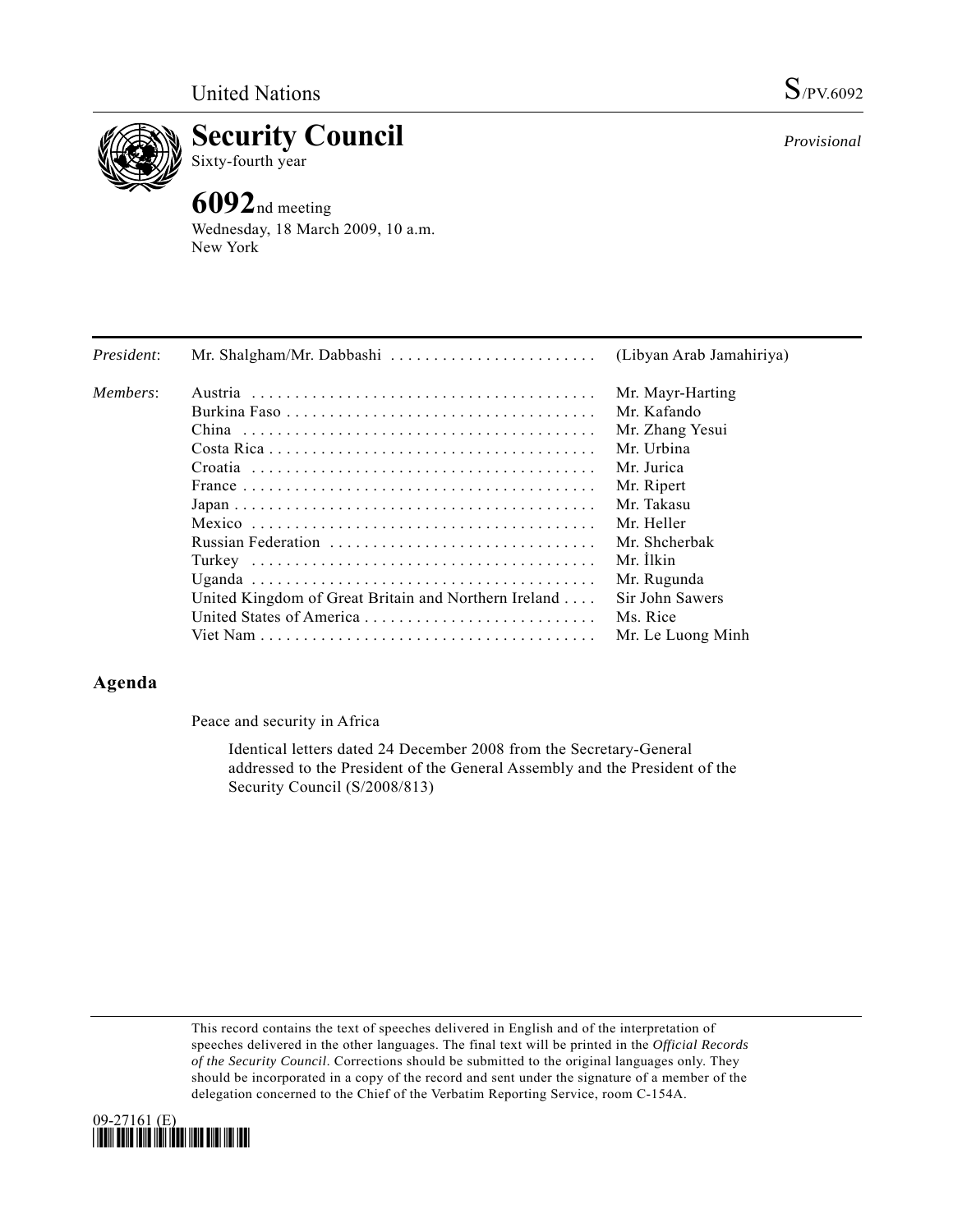United Nations S/PV.6092

# Security Council

Sixty-fourth year

*Provisional*

## 6092nd meeting

Wednesday, 18 March 2009, 10 a.m.
New York

| | | |
|---|---|---|
| *President*: | Mr. Shalgham/Mr. Dabbashi | (Libyan Arab Jamahiriya) |
| *Members*: | Austria | Mr. Mayr-Harting |
| | Burkina Faso | Mr. Kafando |
| | China | Mr. Zhang Yesui |
| | Costa Rica | Mr. Urbina |
| | Croatia | Mr. Jurica |
| | France | Mr. Ripert |
| | Japan | Mr. Takasu |
| | Mexico | Mr. Heller |
| | Russian Federation | Mr. Shcherbak |
| | Turkey | Mr. İlkin |
| | Uganda | Mr. Rugunda |
| | United Kingdom of Great Britain and Northern Ireland | Sir John Sawers |
| | United States of America | Ms. Rice |
| | Viet Nam | Mr. Le Luong Minh |

## Agenda

Peace and security in Africa

Identical letters dated 24 December 2008 from the Secretary-General addressed to the President of the General Assembly and the President of the Security Council (S/2008/813)

This record contains the text of speeches delivered in English and of the interpretation of speeches delivered in the other languages. The final text will be printed in the *Official Records of the Security Council*. Corrections should be submitted to the original languages only. They should be incorporated in a copy of the record and sent under the signature of a member of the delegation concerned to the Chief of the Verbatim Reporting Service, room C-154A.

09-27161 (E)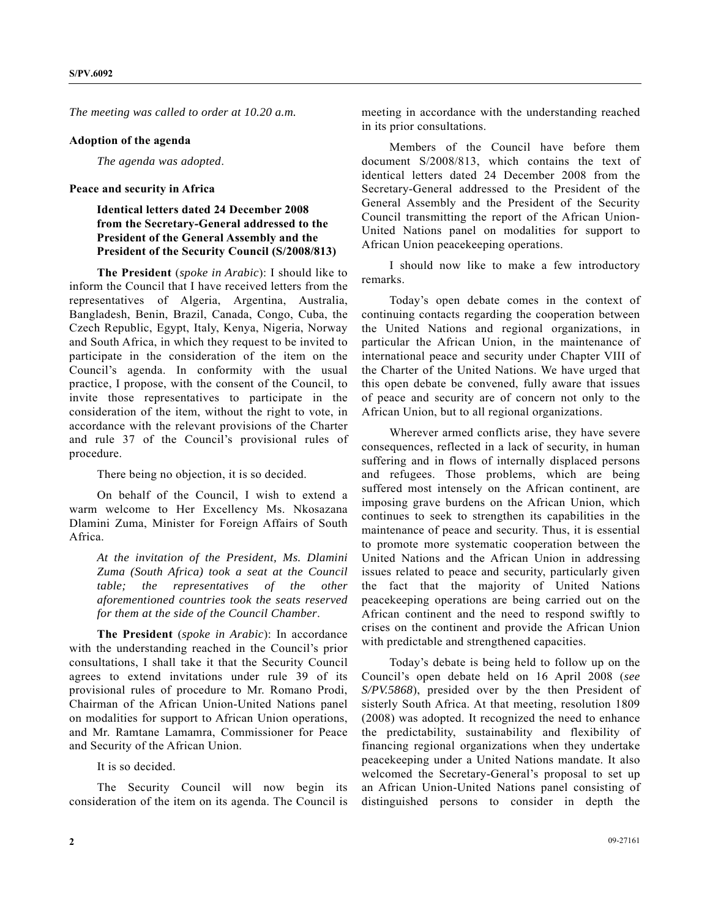*The meeting was called to order at 10.20 a.m.*

**Adoption of the agenda**

*The agenda was adopted*.

**Peace and security in Africa**

**Identical letters dated 24 December 2008 from the Secretary-General addressed to the President of the General Assembly and the President of the Security Council (S/2008/813)**

**The President** (*spoke in Arabic*): I should like to inform the Council that I have received letters from the representatives of Algeria, Argentina, Australia, Bangladesh, Benin, Brazil, Canada, Congo, Cuba, the Czech Republic, Egypt, Italy, Kenya, Nigeria, Norway and South Africa, in which they request to be invited to participate in the consideration of the item on the Council's agenda. In conformity with the usual practice, I propose, with the consent of the Council, to invite those representatives to participate in the consideration of the item, without the right to vote, in accordance with the relevant provisions of the Charter and rule 37 of the Council's provisional rules of procedure.

There being no objection, it is so decided.

On behalf of the Council, I wish to extend a warm welcome to Her Excellency Ms. Nkosazana Dlamini Zuma, Minister for Foreign Affairs of South Africa.

*At the invitation of the President, Ms. Dlamini Zuma (South Africa) took a seat at the Council table; the representatives of the other aforementioned countries took the seats reserved for them at the side of the Council Chamber*.

**The President** (*spoke in Arabic*): In accordance with the understanding reached in the Council's prior consultations, I shall take it that the Security Council agrees to extend invitations under rule 39 of its provisional rules of procedure to Mr. Romano Prodi, Chairman of the African Union-United Nations panel on modalities for support to African Union operations, and Mr. Ramtane Lamamra, Commissioner for Peace and Security of the African Union.

It is so decided.

The Security Council will now begin its consideration of the item on its agenda. The Council is meeting in accordance with the understanding reached in its prior consultations.

Members of the Council have before them document S/2008/813, which contains the text of identical letters dated 24 December 2008 from the Secretary-General addressed to the President of the General Assembly and the President of the Security Council transmitting the report of the African Union-United Nations panel on modalities for support to African Union peacekeeping operations.

I should now like to make a few introductory remarks.

Today's open debate comes in the context of continuing contacts regarding the cooperation between the United Nations and regional organizations, in particular the African Union, in the maintenance of international peace and security under Chapter VIII of the Charter of the United Nations. We have urged that this open debate be convened, fully aware that issues of peace and security are of concern not only to the African Union, but to all regional organizations.

Wherever armed conflicts arise, they have severe consequences, reflected in a lack of security, in human suffering and in flows of internally displaced persons and refugees. Those problems, which are being suffered most intensely on the African continent, are imposing grave burdens on the African Union, which continues to seek to strengthen its capabilities in the maintenance of peace and security. Thus, it is essential to promote more systematic cooperation between the United Nations and the African Union in addressing issues related to peace and security, particularly given the fact that the majority of United Nations peacekeeping operations are being carried out on the African continent and the need to respond swiftly to crises on the continent and provide the African Union with predictable and strengthened capacities.

Today's debate is being held to follow up on the Council's open debate held on 16 April 2008 (*see S/PV.5868*), presided over by the then President of sisterly South Africa. At that meeting, resolution 1809 (2008) was adopted. It recognized the need to enhance the predictability, sustainability and flexibility of financing regional organizations when they undertake peacekeeping under a United Nations mandate. It also welcomed the Secretary-General's proposal to set up an African Union-United Nations panel consisting of distinguished persons to consider in depth the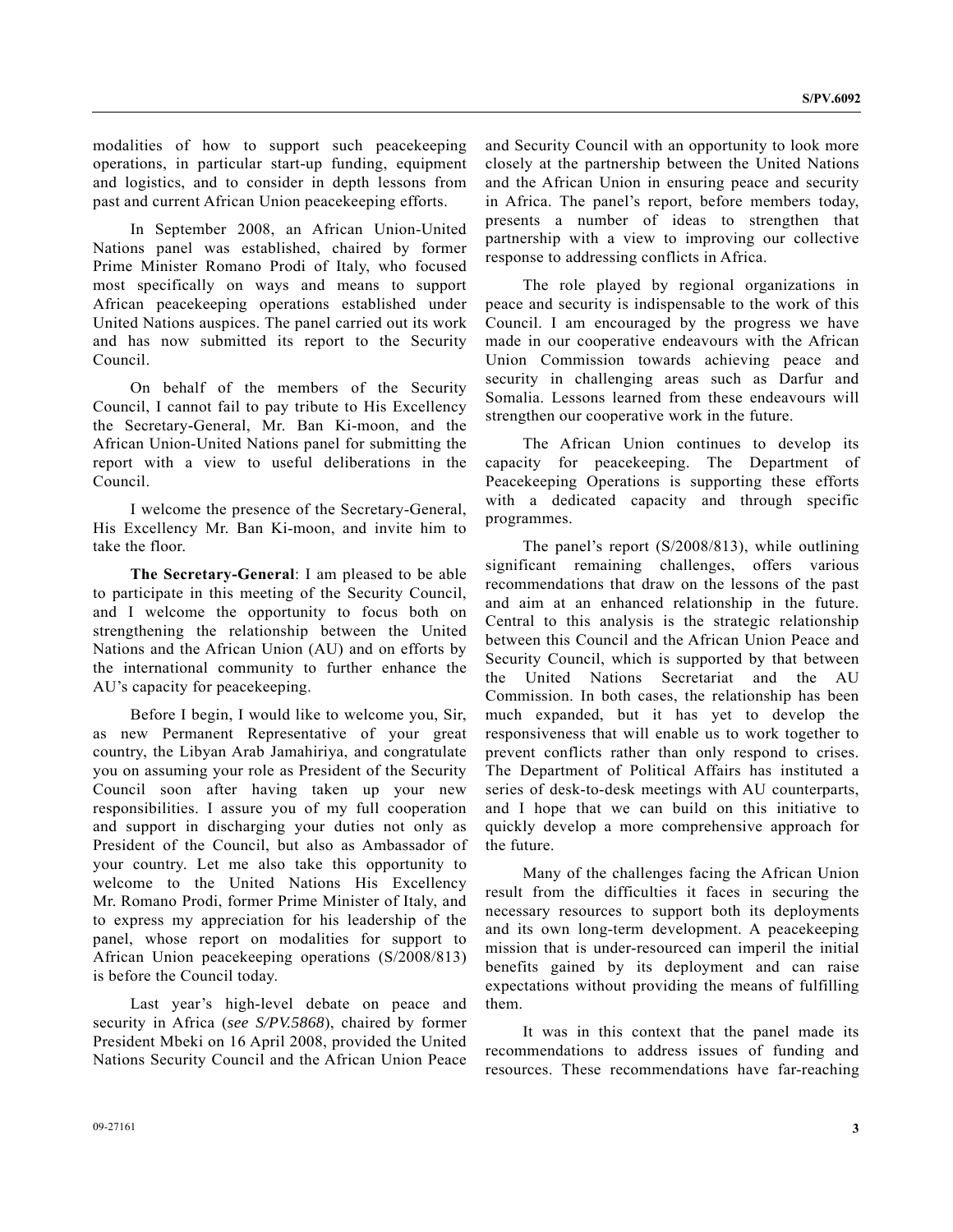modalities of how to support such peacekeeping operations, in particular start-up funding, equipment and logistics, and to consider in depth lessons from past and current African Union peacekeeping efforts.

In September 2008, an African Union-United Nations panel was established, chaired by former Prime Minister Romano Prodi of Italy, who focused most specifically on ways and means to support African peacekeeping operations established under United Nations auspices. The panel carried out its work and has now submitted its report to the Security Council.

On behalf of the members of the Security Council, I cannot fail to pay tribute to His Excellency the Secretary-General, Mr. Ban Ki-moon, and the African Union-United Nations panel for submitting the report with a view to useful deliberations in the Council.

I welcome the presence of the Secretary-General, His Excellency Mr. Ban Ki-moon, and invite him to take the floor.

**The Secretary-General**: I am pleased to be able to participate in this meeting of the Security Council, and I welcome the opportunity to focus both on strengthening the relationship between the United Nations and the African Union (AU) and on efforts by the international community to further enhance the AU's capacity for peacekeeping.

Before I begin, I would like to welcome you, Sir, as new Permanent Representative of your great country, the Libyan Arab Jamahiriya, and congratulate you on assuming your role as President of the Security Council soon after having taken up your new responsibilities. I assure you of my full cooperation and support in discharging your duties not only as President of the Council, but also as Ambassador of your country. Let me also take this opportunity to welcome to the United Nations His Excellency Mr. Romano Prodi, former Prime Minister of Italy, and to express my appreciation for his leadership of the panel, whose report on modalities for support to African Union peacekeeping operations (S/2008/813) is before the Council today.

Last year's high-level debate on peace and security in Africa (*see S/PV.5868*), chaired by former President Mbeki on 16 April 2008, provided the United Nations Security Council and the African Union Peace and Security Council with an opportunity to look more closely at the partnership between the United Nations and the African Union in ensuring peace and security in Africa. The panel's report, before members today, presents a number of ideas to strengthen that partnership with a view to improving our collective response to addressing conflicts in Africa.

The role played by regional organizations in peace and security is indispensable to the work of this Council. I am encouraged by the progress we have made in our cooperative endeavours with the African Union Commission towards achieving peace and security in challenging areas such as Darfur and Somalia. Lessons learned from these endeavours will strengthen our cooperative work in the future.

The African Union continues to develop its capacity for peacekeeping. The Department of Peacekeeping Operations is supporting these efforts with a dedicated capacity and through specific programmes.

The panel's report (S/2008/813), while outlining significant remaining challenges, offers various recommendations that draw on the lessons of the past and aim at an enhanced relationship in the future. Central to this analysis is the strategic relationship between this Council and the African Union Peace and Security Council, which is supported by that between the United Nations Secretariat and the AU Commission. In both cases, the relationship has been much expanded, but it has yet to develop the responsiveness that will enable us to work together to prevent conflicts rather than only respond to crises. The Department of Political Affairs has instituted a series of desk-to-desk meetings with AU counterparts, and I hope that we can build on this initiative to quickly develop a more comprehensive approach for the future.

Many of the challenges facing the African Union result from the difficulties it faces in securing the necessary resources to support both its deployments and its own long-term development. A peacekeeping mission that is under-resourced can imperil the initial benefits gained by its deployment and can raise expectations without providing the means of fulfilling them.

It was in this context that the panel made its recommendations to address issues of funding and resources. These recommendations have far-reaching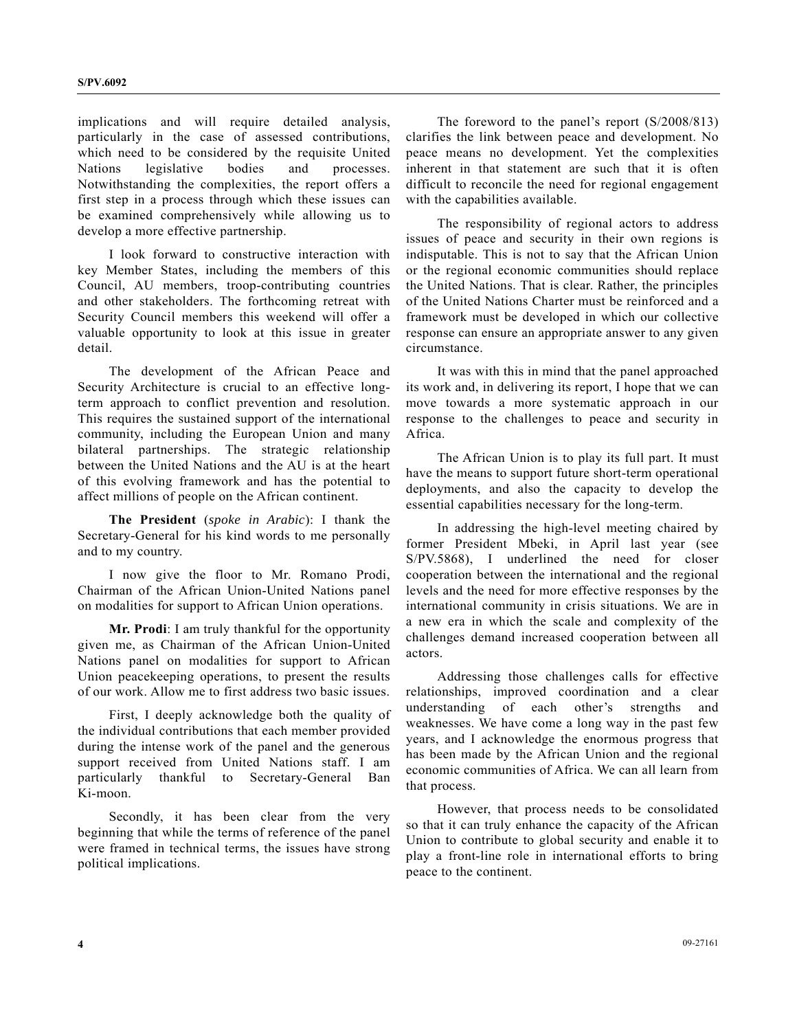implications and will require detailed analysis, particularly in the case of assessed contributions, which need to be considered by the requisite United Nations legislative bodies and processes. Notwithstanding the complexities, the report offers a first step in a process through which these issues can be examined comprehensively while allowing us to develop a more effective partnership.

I look forward to constructive interaction with key Member States, including the members of this Council, AU members, troop-contributing countries and other stakeholders. The forthcoming retreat with Security Council members this weekend will offer a valuable opportunity to look at this issue in greater detail.

The development of the African Peace and Security Architecture is crucial to an effective long-term approach to conflict prevention and resolution. This requires the sustained support of the international community, including the European Union and many bilateral partnerships. The strategic relationship between the United Nations and the AU is at the heart of this evolving framework and has the potential to affect millions of people on the African continent.

**The President** (*spoke in Arabic*): I thank the Secretary-General for his kind words to me personally and to my country.

I now give the floor to Mr. Romano Prodi, Chairman of the African Union-United Nations panel on modalities for support to African Union operations.

**Mr. Prodi**: I am truly thankful for the opportunity given me, as Chairman of the African Union-United Nations panel on modalities for support to African Union peacekeeping operations, to present the results of our work. Allow me to first address two basic issues.

First, I deeply acknowledge both the quality of the individual contributions that each member provided during the intense work of the panel and the generous support received from United Nations staff. I am particularly thankful to Secretary-General Ban Ki-moon.

Secondly, it has been clear from the very beginning that while the terms of reference of the panel were framed in technical terms, the issues have strong political implications.

The foreword to the panel's report (S/2008/813) clarifies the link between peace and development. No peace means no development. Yet the complexities inherent in that statement are such that it is often difficult to reconcile the need for regional engagement with the capabilities available.

The responsibility of regional actors to address issues of peace and security in their own regions is indisputable. This is not to say that the African Union or the regional economic communities should replace the United Nations. That is clear. Rather, the principles of the United Nations Charter must be reinforced and a framework must be developed in which our collective response can ensure an appropriate answer to any given circumstance.

It was with this in mind that the panel approached its work and, in delivering its report, I hope that we can move towards a more systematic approach in our response to the challenges to peace and security in Africa.

The African Union is to play its full part. It must have the means to support future short-term operational deployments, and also the capacity to develop the essential capabilities necessary for the long-term.

In addressing the high-level meeting chaired by former President Mbeki, in April last year (see S/PV.5868), I underlined the need for closer cooperation between the international and the regional levels and the need for more effective responses by the international community in crisis situations. We are in a new era in which the scale and complexity of the challenges demand increased cooperation between all actors.

Addressing those challenges calls for effective relationships, improved coordination and a clear understanding of each other's strengths and weaknesses. We have come a long way in the past few years, and I acknowledge the enormous progress that has been made by the African Union and the regional economic communities of Africa. We can all learn from that process.

However, that process needs to be consolidated so that it can truly enhance the capacity of the African Union to contribute to global security and enable it to play a front-line role in international efforts to bring peace to the continent.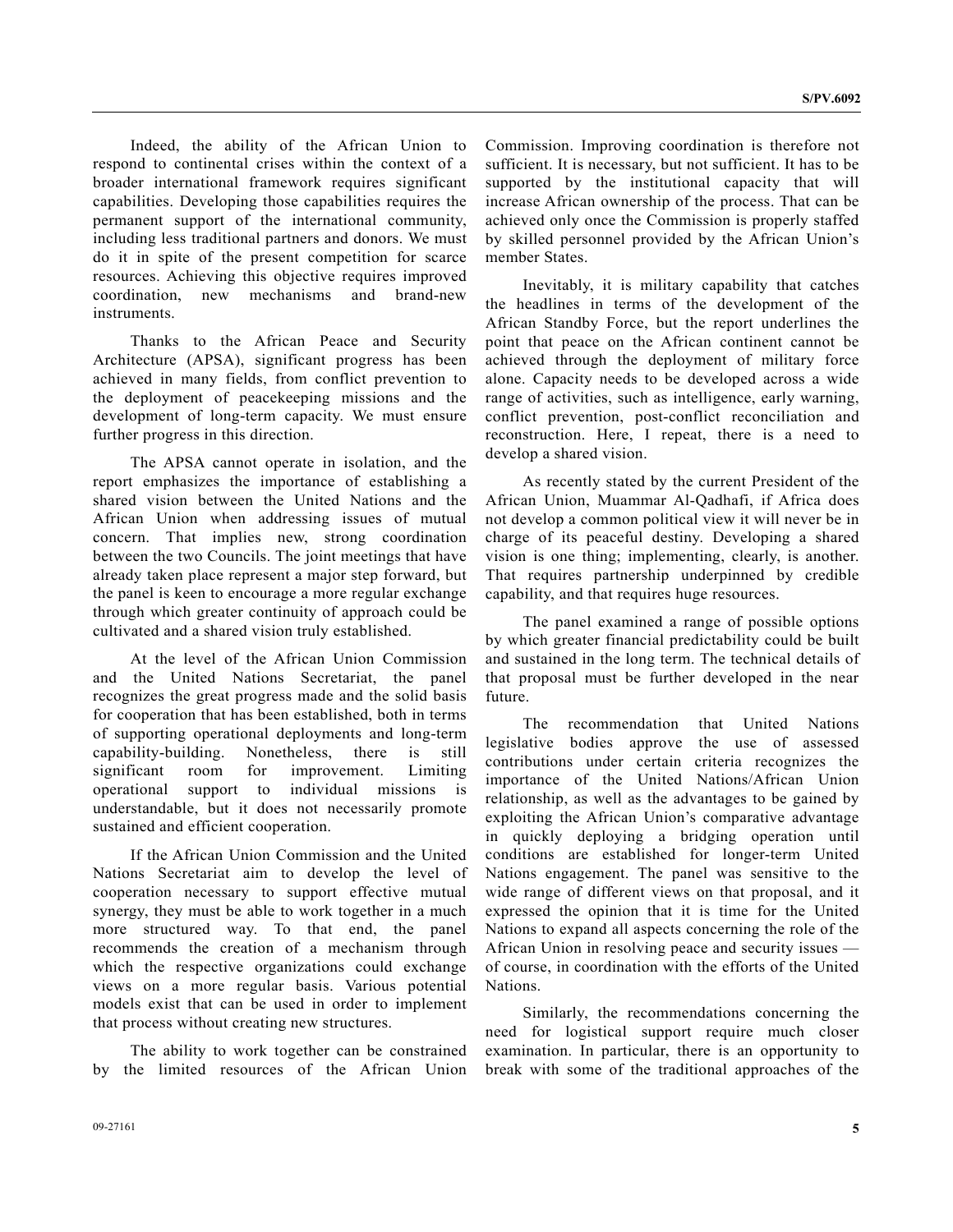Indeed, the ability of the African Union to respond to continental crises within the context of a broader international framework requires significant capabilities. Developing those capabilities requires the permanent support of the international community, including less traditional partners and donors. We must do it in spite of the present competition for scarce resources. Achieving this objective requires improved coordination, new mechanisms and brand-new instruments.

Thanks to the African Peace and Security Architecture (APSA), significant progress has been achieved in many fields, from conflict prevention to the deployment of peacekeeping missions and the development of long-term capacity. We must ensure further progress in this direction.

The APSA cannot operate in isolation, and the report emphasizes the importance of establishing a shared vision between the United Nations and the African Union when addressing issues of mutual concern. That implies new, strong coordination between the two Councils. The joint meetings that have already taken place represent a major step forward, but the panel is keen to encourage a more regular exchange through which greater continuity of approach could be cultivated and a shared vision truly established.

At the level of the African Union Commission and the United Nations Secretariat, the panel recognizes the great progress made and the solid basis for cooperation that has been established, both in terms of supporting operational deployments and long-term capability-building. Nonetheless, there is still significant room for improvement. Limiting operational support to individual missions is understandable, but it does not necessarily promote sustained and efficient cooperation.

If the African Union Commission and the United Nations Secretariat aim to develop the level of cooperation necessary to support effective mutual synergy, they must be able to work together in a much more structured way. To that end, the panel recommends the creation of a mechanism through which the respective organizations could exchange views on a more regular basis. Various potential models exist that can be used in order to implement that process without creating new structures.

The ability to work together can be constrained by the limited resources of the African Union Commission. Improving coordination is therefore not sufficient. It is necessary, but not sufficient. It has to be supported by the institutional capacity that will increase African ownership of the process. That can be achieved only once the Commission is properly staffed by skilled personnel provided by the African Union's member States.

Inevitably, it is military capability that catches the headlines in terms of the development of the African Standby Force, but the report underlines the point that peace on the African continent cannot be achieved through the deployment of military force alone. Capacity needs to be developed across a wide range of activities, such as intelligence, early warning, conflict prevention, post-conflict reconciliation and reconstruction. Here, I repeat, there is a need to develop a shared vision.

As recently stated by the current President of the African Union, Muammar Al-Qadhafi, if Africa does not develop a common political view it will never be in charge of its peaceful destiny. Developing a shared vision is one thing; implementing, clearly, is another. That requires partnership underpinned by credible capability, and that requires huge resources.

The panel examined a range of possible options by which greater financial predictability could be built and sustained in the long term. The technical details of that proposal must be further developed in the near future.

The recommendation that United Nations legislative bodies approve the use of assessed contributions under certain criteria recognizes the importance of the United Nations/African Union relationship, as well as the advantages to be gained by exploiting the African Union's comparative advantage in quickly deploying a bridging operation until conditions are established for longer-term United Nations engagement. The panel was sensitive to the wide range of different views on that proposal, and it expressed the opinion that it is time for the United Nations to expand all aspects concerning the role of the African Union in resolving peace and security issues — of course, in coordination with the efforts of the United Nations.

Similarly, the recommendations concerning the need for logistical support require much closer examination. In particular, there is an opportunity to break with some of the traditional approaches of the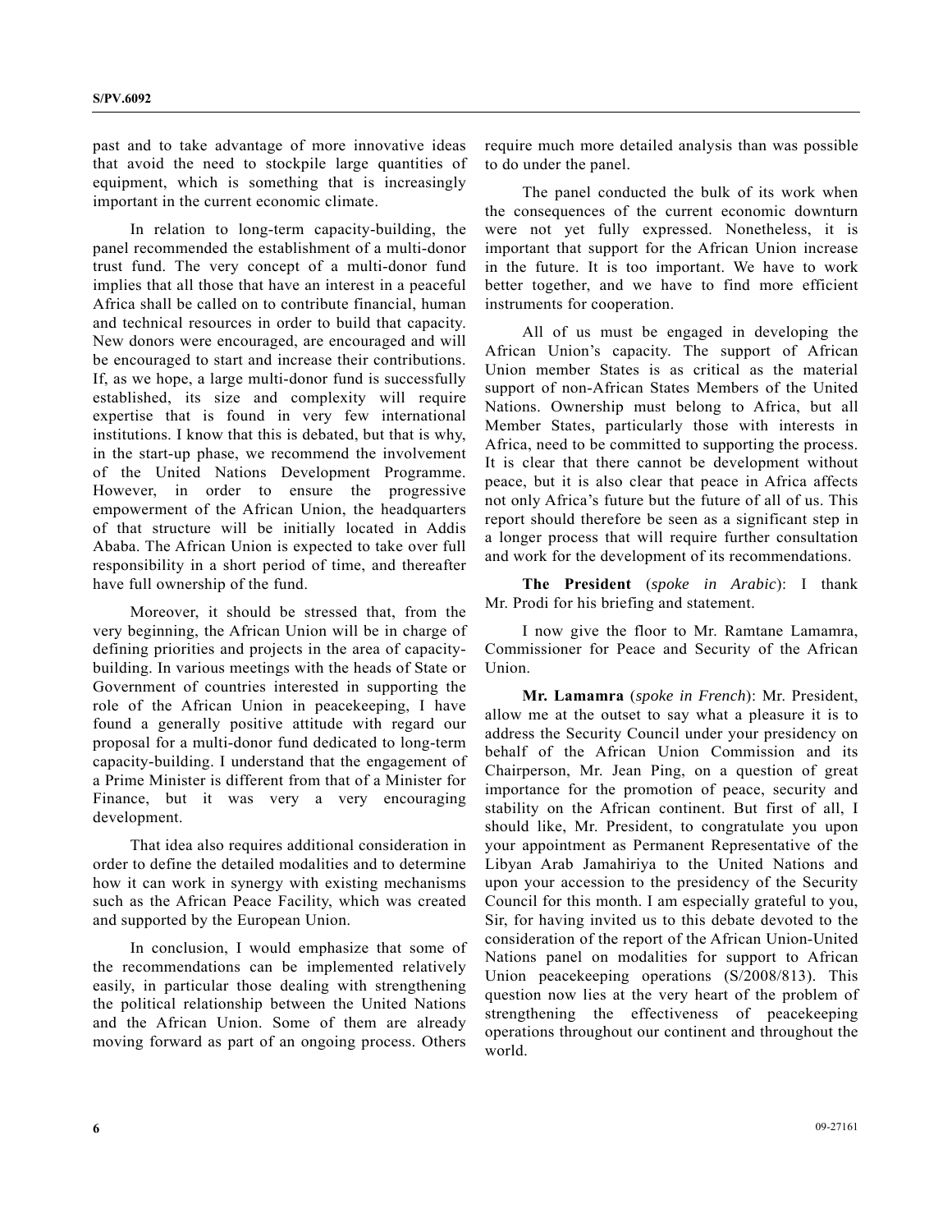past and to take advantage of more innovative ideas that avoid the need to stockpile large quantities of equipment, which is something that is increasingly important in the current economic climate.

In relation to long-term capacity-building, the panel recommended the establishment of a multi-donor trust fund. The very concept of a multi-donor fund implies that all those that have an interest in a peaceful Africa shall be called on to contribute financial, human and technical resources in order to build that capacity. New donors were encouraged, are encouraged and will be encouraged to start and increase their contributions. If, as we hope, a large multi-donor fund is successfully established, its size and complexity will require expertise that is found in very few international institutions. I know that this is debated, but that is why, in the start-up phase, we recommend the involvement of the United Nations Development Programme. However, in order to ensure the progressive empowerment of the African Union, the headquarters of that structure will be initially located in Addis Ababa. The African Union is expected to take over full responsibility in a short period of time, and thereafter have full ownership of the fund.

Moreover, it should be stressed that, from the very beginning, the African Union will be in charge of defining priorities and projects in the area of capacity-building. In various meetings with the heads of State or Government of countries interested in supporting the role of the African Union in peacekeeping, I have found a generally positive attitude with regard our proposal for a multi-donor fund dedicated to long-term capacity-building. I understand that the engagement of a Prime Minister is different from that of a Minister for Finance, but it was very a very encouraging development.

That idea also requires additional consideration in order to define the detailed modalities and to determine how it can work in synergy with existing mechanisms such as the African Peace Facility, which was created and supported by the European Union.

In conclusion, I would emphasize that some of the recommendations can be implemented relatively easily, in particular those dealing with strengthening the political relationship between the United Nations and the African Union. Some of them are already moving forward as part of an ongoing process. Others require much more detailed analysis than was possible to do under the panel.

The panel conducted the bulk of its work when the consequences of the current economic downturn were not yet fully expressed. Nonetheless, it is important that support for the African Union increase in the future. It is too important. We have to work better together, and we have to find more efficient instruments for cooperation.

All of us must be engaged in developing the African Union's capacity. The support of African Union member States is as critical as the material support of non-African States Members of the United Nations. Ownership must belong to Africa, but all Member States, particularly those with interests in Africa, need to be committed to supporting the process. It is clear that there cannot be development without peace, but it is also clear that peace in Africa affects not only Africa's future but the future of all of us. This report should therefore be seen as a significant step in a longer process that will require further consultation and work for the development of its recommendations.

**The President** (*spoke in Arabic*): I thank Mr. Prodi for his briefing and statement.

I now give the floor to Mr. Ramtane Lamamra, Commissioner for Peace and Security of the African Union.

**Mr. Lamamra** (*spoke in French*): Mr. President, allow me at the outset to say what a pleasure it is to address the Security Council under your presidency on behalf of the African Union Commission and its Chairperson, Mr. Jean Ping, on a question of great importance for the promotion of peace, security and stability on the African continent. But first of all, I should like, Mr. President, to congratulate you upon your appointment as Permanent Representative of the Libyan Arab Jamahiriya to the United Nations and upon your accession to the presidency of the Security Council for this month. I am especially grateful to you, Sir, for having invited us to this debate devoted to the consideration of the report of the African Union-United Nations panel on modalities for support to African Union peacekeeping operations (S/2008/813). This question now lies at the very heart of the problem of strengthening the effectiveness of peacekeeping operations throughout our continent and throughout the world.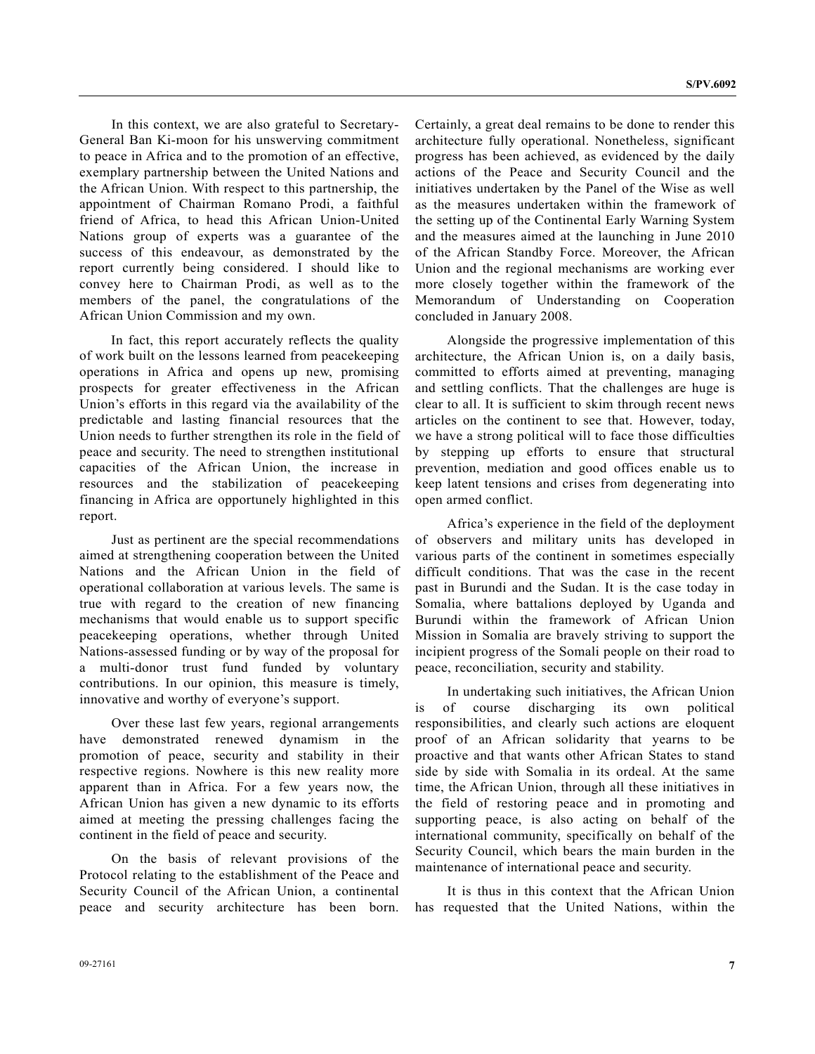In this context, we are also grateful to Secretary-General Ban Ki-moon for his unswerving commitment to peace in Africa and to the promotion of an effective, exemplary partnership between the United Nations and the African Union. With respect to this partnership, the appointment of Chairman Romano Prodi, a faithful friend of Africa, to head this African Union-United Nations group of experts was a guarantee of the success of this endeavour, as demonstrated by the report currently being considered. I should like to convey here to Chairman Prodi, as well as to the members of the panel, the congratulations of the African Union Commission and my own.

In fact, this report accurately reflects the quality of work built on the lessons learned from peacekeeping operations in Africa and opens up new, promising prospects for greater effectiveness in the African Union's efforts in this regard via the availability of the predictable and lasting financial resources that the Union needs to further strengthen its role in the field of peace and security. The need to strengthen institutional capacities of the African Union, the increase in resources and the stabilization of peacekeeping financing in Africa are opportunely highlighted in this report.

Just as pertinent are the special recommendations aimed at strengthening cooperation between the United Nations and the African Union in the field of operational collaboration at various levels. The same is true with regard to the creation of new financing mechanisms that would enable us to support specific peacekeeping operations, whether through United Nations-assessed funding or by way of the proposal for a multi-donor trust fund funded by voluntary contributions. In our opinion, this measure is timely, innovative and worthy of everyone's support.

Over these last few years, regional arrangements have demonstrated renewed dynamism in the promotion of peace, security and stability in their respective regions. Nowhere is this new reality more apparent than in Africa. For a few years now, the African Union has given a new dynamic to its efforts aimed at meeting the pressing challenges facing the continent in the field of peace and security.

On the basis of relevant provisions of the Protocol relating to the establishment of the Peace and Security Council of the African Union, a continental peace and security architecture has been born. Certainly, a great deal remains to be done to render this architecture fully operational. Nonetheless, significant progress has been achieved, as evidenced by the daily actions of the Peace and Security Council and the initiatives undertaken by the Panel of the Wise as well as the measures undertaken within the framework of the setting up of the Continental Early Warning System and the measures aimed at the launching in June 2010 of the African Standby Force. Moreover, the African Union and the regional mechanisms are working ever more closely together within the framework of the Memorandum of Understanding on Cooperation concluded in January 2008.

Alongside the progressive implementation of this architecture, the African Union is, on a daily basis, committed to efforts aimed at preventing, managing and settling conflicts. That the challenges are huge is clear to all. It is sufficient to skim through recent news articles on the continent to see that. However, today, we have a strong political will to face those difficulties by stepping up efforts to ensure that structural prevention, mediation and good offices enable us to keep latent tensions and crises from degenerating into open armed conflict.

Africa's experience in the field of the deployment of observers and military units has developed in various parts of the continent in sometimes especially difficult conditions. That was the case in the recent past in Burundi and the Sudan. It is the case today in Somalia, where battalions deployed by Uganda and Burundi within the framework of African Union Mission in Somalia are bravely striving to support the incipient progress of the Somali people on their road to peace, reconciliation, security and stability.

In undertaking such initiatives, the African Union is of course discharging its own political responsibilities, and clearly such actions are eloquent proof of an African solidarity that yearns to be proactive and that wants other African States to stand side by side with Somalia in its ordeal. At the same time, the African Union, through all these initiatives in the field of restoring peace and in promoting and supporting peace, is also acting on behalf of the international community, specifically on behalf of the Security Council, which bears the main burden in the maintenance of international peace and security.

It is thus in this context that the African Union has requested that the United Nations, within the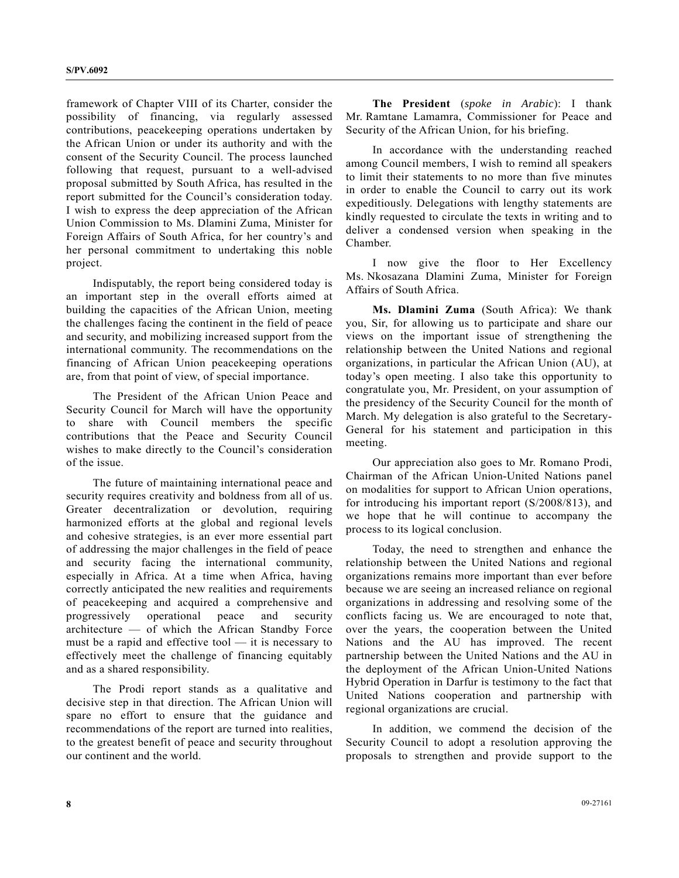framework of Chapter VIII of its Charter, consider the possibility of financing, via regularly assessed contributions, peacekeeping operations undertaken by the African Union or under its authority and with the consent of the Security Council. The process launched following that request, pursuant to a well-advised proposal submitted by South Africa, has resulted in the report submitted for the Council's consideration today. I wish to express the deep appreciation of the African Union Commission to Ms. Dlamini Zuma, Minister for Foreign Affairs of South Africa, for her country's and her personal commitment to undertaking this noble project.

Indisputably, the report being considered today is an important step in the overall efforts aimed at building the capacities of the African Union, meeting the challenges facing the continent in the field of peace and security, and mobilizing increased support from the international community. The recommendations on the financing of African Union peacekeeping operations are, from that point of view, of special importance.

The President of the African Union Peace and Security Council for March will have the opportunity to share with Council members the specific contributions that the Peace and Security Council wishes to make directly to the Council's consideration of the issue.

The future of maintaining international peace and security requires creativity and boldness from all of us. Greater decentralization or devolution, requiring harmonized efforts at the global and regional levels and cohesive strategies, is an ever more essential part of addressing the major challenges in the field of peace and security facing the international community, especially in Africa. At a time when Africa, having correctly anticipated the new realities and requirements of peacekeeping and acquired a comprehensive and progressively operational peace and security architecture — of which the African Standby Force must be a rapid and effective tool — it is necessary to effectively meet the challenge of financing equitably and as a shared responsibility.

The Prodi report stands as a qualitative and decisive step in that direction. The African Union will spare no effort to ensure that the guidance and recommendations of the report are turned into realities, to the greatest benefit of peace and security throughout our continent and the world.

**The President** (*spoke in Arabic*): I thank Mr. Ramtane Lamamra, Commissioner for Peace and Security of the African Union, for his briefing.

In accordance with the understanding reached among Council members, I wish to remind all speakers to limit their statements to no more than five minutes in order to enable the Council to carry out its work expeditiously. Delegations with lengthy statements are kindly requested to circulate the texts in writing and to deliver a condensed version when speaking in the Chamber.

I now give the floor to Her Excellency Ms. Nkosazana Dlamini Zuma, Minister for Foreign Affairs of South Africa.

**Ms. Dlamini Zuma** (South Africa): We thank you, Sir, for allowing us to participate and share our views on the important issue of strengthening the relationship between the United Nations and regional organizations, in particular the African Union (AU), at today's open meeting. I also take this opportunity to congratulate you, Mr. President, on your assumption of the presidency of the Security Council for the month of March. My delegation is also grateful to the Secretary-General for his statement and participation in this meeting.

Our appreciation also goes to Mr. Romano Prodi, Chairman of the African Union-United Nations panel on modalities for support to African Union operations, for introducing his important report (S/2008/813), and we hope that he will continue to accompany the process to its logical conclusion.

Today, the need to strengthen and enhance the relationship between the United Nations and regional organizations remains more important than ever before because we are seeing an increased reliance on regional organizations in addressing and resolving some of the conflicts facing us. We are encouraged to note that, over the years, the cooperation between the United Nations and the AU has improved. The recent partnership between the United Nations and the AU in the deployment of the African Union-United Nations Hybrid Operation in Darfur is testimony to the fact that United Nations cooperation and partnership with regional organizations are crucial.

In addition, we commend the decision of the Security Council to adopt a resolution approving the proposals to strengthen and provide support to the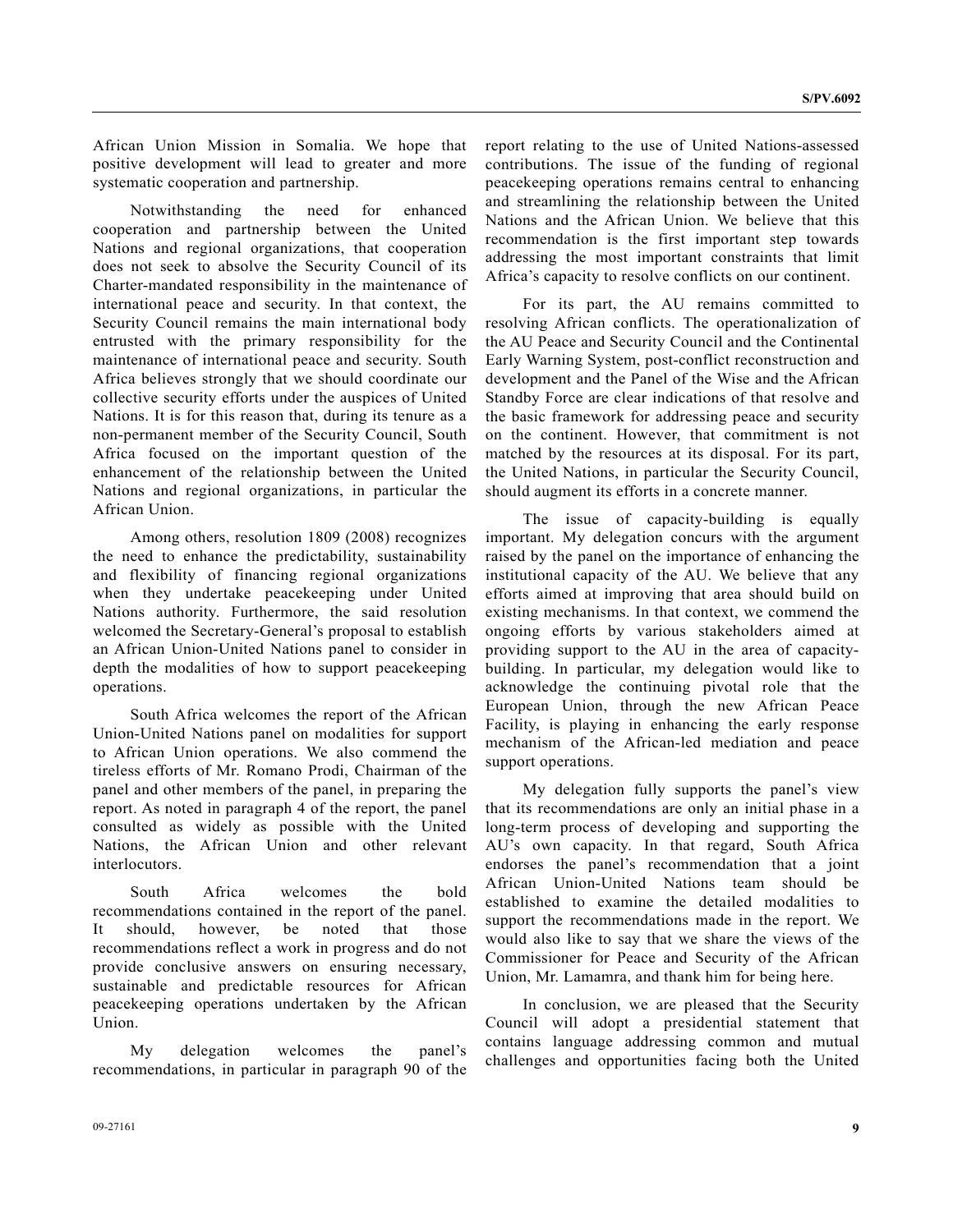African Union Mission in Somalia. We hope that positive development will lead to greater and more systematic cooperation and partnership.

Notwithstanding the need for enhanced cooperation and partnership between the United Nations and regional organizations, that cooperation does not seek to absolve the Security Council of its Charter-mandated responsibility in the maintenance of international peace and security. In that context, the Security Council remains the main international body entrusted with the primary responsibility for the maintenance of international peace and security. South Africa believes strongly that we should coordinate our collective security efforts under the auspices of United Nations. It is for this reason that, during its tenure as a non-permanent member of the Security Council, South Africa focused on the important question of the enhancement of the relationship between the United Nations and regional organizations, in particular the African Union.

Among others, resolution 1809 (2008) recognizes the need to enhance the predictability, sustainability and flexibility of financing regional organizations when they undertake peacekeeping under United Nations authority. Furthermore, the said resolution welcomed the Secretary-General's proposal to establish an African Union-United Nations panel to consider in depth the modalities of how to support peacekeeping operations.

South Africa welcomes the report of the African Union-United Nations panel on modalities for support to African Union operations. We also commend the tireless efforts of Mr. Romano Prodi, Chairman of the panel and other members of the panel, in preparing the report. As noted in paragraph 4 of the report, the panel consulted as widely as possible with the United Nations, the African Union and other relevant interlocutors.

South Africa welcomes the bold recommendations contained in the report of the panel. It should, however, be noted that those recommendations reflect a work in progress and do not provide conclusive answers on ensuring necessary, sustainable and predictable resources for African peacekeeping operations undertaken by the African Union.

My delegation welcomes the panel's recommendations, in particular in paragraph 90 of the report relating to the use of United Nations-assessed contributions. The issue of the funding of regional peacekeeping operations remains central to enhancing and streamlining the relationship between the United Nations and the African Union. We believe that this recommendation is the first important step towards addressing the most important constraints that limit Africa's capacity to resolve conflicts on our continent.

For its part, the AU remains committed to resolving African conflicts. The operationalization of the AU Peace and Security Council and the Continental Early Warning System, post-conflict reconstruction and development and the Panel of the Wise and the African Standby Force are clear indications of that resolve and the basic framework for addressing peace and security on the continent. However, that commitment is not matched by the resources at its disposal. For its part, the United Nations, in particular the Security Council, should augment its efforts in a concrete manner.

The issue of capacity-building is equally important. My delegation concurs with the argument raised by the panel on the importance of enhancing the institutional capacity of the AU. We believe that any efforts aimed at improving that area should build on existing mechanisms. In that context, we commend the ongoing efforts by various stakeholders aimed at providing support to the AU in the area of capacity-building. In particular, my delegation would like to acknowledge the continuing pivotal role that the European Union, through the new African Peace Facility, is playing in enhancing the early response mechanism of the African-led mediation and peace support operations.

My delegation fully supports the panel's view that its recommendations are only an initial phase in a long-term process of developing and supporting the AU's own capacity. In that regard, South Africa endorses the panel's recommendation that a joint African Union-United Nations team should be established to examine the detailed modalities to support the recommendations made in the report. We would also like to say that we share the views of the Commissioner for Peace and Security of the African Union, Mr. Lamamra, and thank him for being here.

In conclusion, we are pleased that the Security Council will adopt a presidential statement that contains language addressing common and mutual challenges and opportunities facing both the United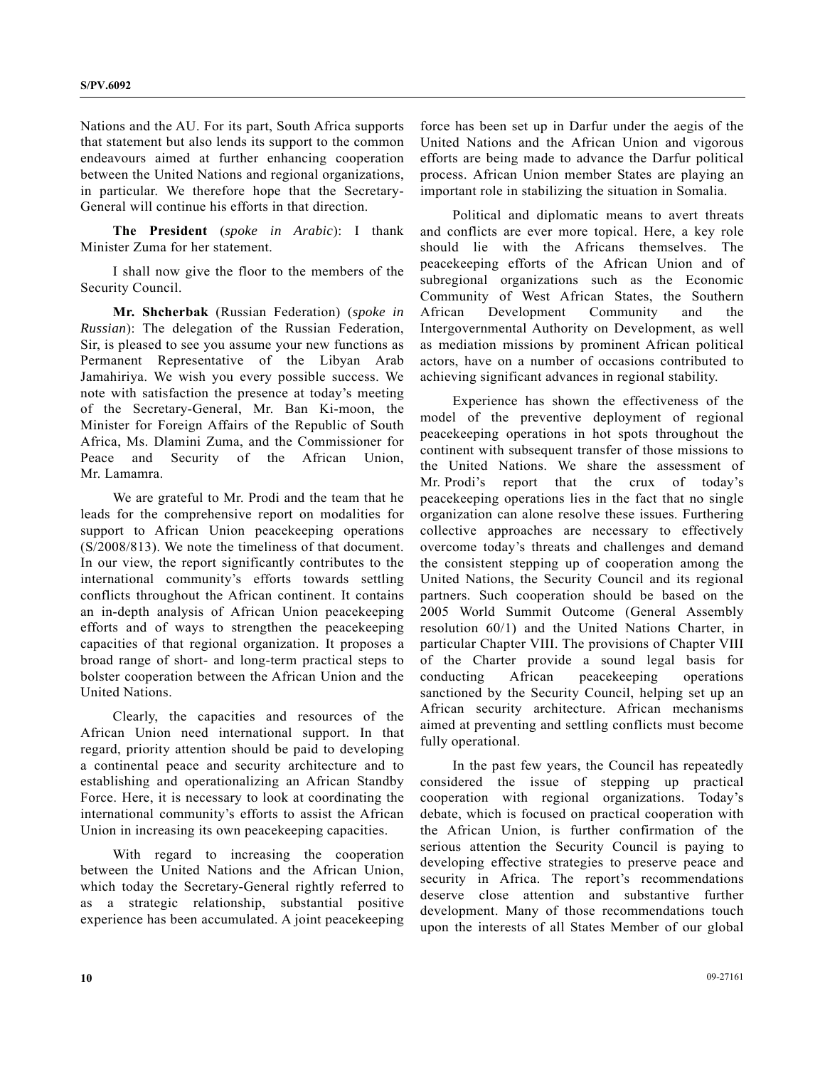Nations and the AU. For its part, South Africa supports that statement but also lends its support to the common endeavours aimed at further enhancing cooperation between the United Nations and regional organizations, in particular. We therefore hope that the Secretary-General will continue his efforts in that direction.

**The President** (*spoke in Arabic*): I thank Minister Zuma for her statement.

I shall now give the floor to the members of the Security Council.

**Mr. Shcherbak** (Russian Federation) (*spoke in Russian*): The delegation of the Russian Federation, Sir, is pleased to see you assume your new functions as Permanent Representative of the Libyan Arab Jamahiriya. We wish you every possible success. We note with satisfaction the presence at today's meeting of the Secretary-General, Mr. Ban Ki-moon, the Minister for Foreign Affairs of the Republic of South Africa, Ms. Dlamini Zuma, and the Commissioner for Peace and Security of the African Union, Mr. Lamamra.

We are grateful to Mr. Prodi and the team that he leads for the comprehensive report on modalities for support to African Union peacekeeping operations (S/2008/813). We note the timeliness of that document. In our view, the report significantly contributes to the international community's efforts towards settling conflicts throughout the African continent. It contains an in-depth analysis of African Union peacekeeping efforts and of ways to strengthen the peacekeeping capacities of that regional organization. It proposes a broad range of short- and long-term practical steps to bolster cooperation between the African Union and the United Nations.

Clearly, the capacities and resources of the African Union need international support. In that regard, priority attention should be paid to developing a continental peace and security architecture and to establishing and operationalizing an African Standby Force. Here, it is necessary to look at coordinating the international community's efforts to assist the African Union in increasing its own peacekeeping capacities.

With regard to increasing the cooperation between the United Nations and the African Union, which today the Secretary-General rightly referred to as a strategic relationship, substantial positive experience has been accumulated. A joint peacekeeping force has been set up in Darfur under the aegis of the United Nations and the African Union and vigorous efforts are being made to advance the Darfur political process. African Union member States are playing an important role in stabilizing the situation in Somalia.

Political and diplomatic means to avert threats and conflicts are ever more topical. Here, a key role should lie with the Africans themselves. The peacekeeping efforts of the African Union and of subregional organizations such as the Economic Community of West African States, the Southern African Development Community and the Intergovernmental Authority on Development, as well as mediation missions by prominent African political actors, have on a number of occasions contributed to achieving significant advances in regional stability.

Experience has shown the effectiveness of the model of the preventive deployment of regional peacekeeping operations in hot spots throughout the continent with subsequent transfer of those missions to the United Nations. We share the assessment of Mr. Prodi's report that the crux of today's peacekeeping operations lies in the fact that no single organization can alone resolve these issues. Furthering collective approaches are necessary to effectively overcome today's threats and challenges and demand the consistent stepping up of cooperation among the United Nations, the Security Council and its regional partners. Such cooperation should be based on the 2005 World Summit Outcome (General Assembly resolution 60/1) and the United Nations Charter, in particular Chapter VIII. The provisions of Chapter VIII of the Charter provide a sound legal basis for conducting African peacekeeping operations sanctioned by the Security Council, helping set up an African security architecture. African mechanisms aimed at preventing and settling conflicts must become fully operational.

In the past few years, the Council has repeatedly considered the issue of stepping up practical cooperation with regional organizations. Today's debate, which is focused on practical cooperation with the African Union, is further confirmation of the serious attention the Security Council is paying to developing effective strategies to preserve peace and security in Africa. The report's recommendations deserve close attention and substantive further development. Many of those recommendations touch upon the interests of all States Member of our global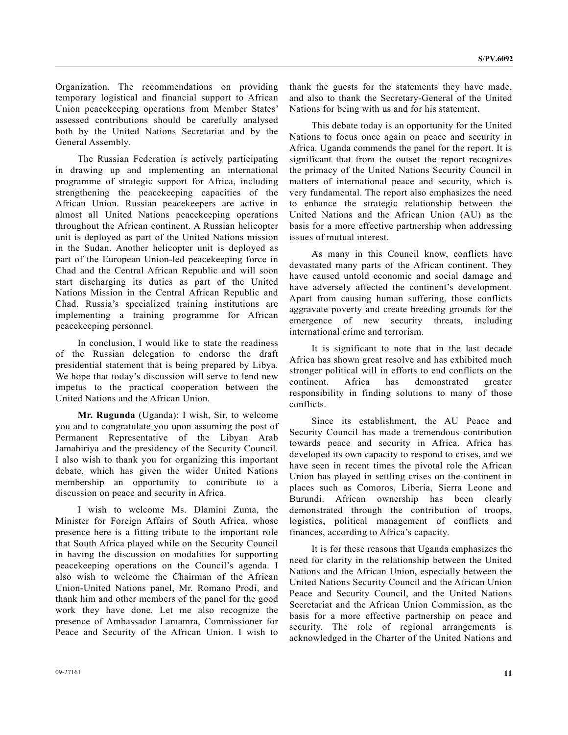Organization. The recommendations on providing temporary logistical and financial support to African Union peacekeeping operations from Member States' assessed contributions should be carefully analysed both by the United Nations Secretariat and by the General Assembly.

The Russian Federation is actively participating in drawing up and implementing an international programme of strategic support for Africa, including strengthening the peacekeeping capacities of the African Union. Russian peacekeepers are active in almost all United Nations peacekeeping operations throughout the African continent. A Russian helicopter unit is deployed as part of the United Nations mission in the Sudan. Another helicopter unit is deployed as part of the European Union-led peacekeeping force in Chad and the Central African Republic and will soon start discharging its duties as part of the United Nations Mission in the Central African Republic and Chad. Russia's specialized training institutions are implementing a training programme for African peacekeeping personnel.

In conclusion, I would like to state the readiness of the Russian delegation to endorse the draft presidential statement that is being prepared by Libya. We hope that today's discussion will serve to lend new impetus to the practical cooperation between the United Nations and the African Union.

**Mr. Rugunda** (Uganda): I wish, Sir, to welcome you and to congratulate you upon assuming the post of Permanent Representative of the Libyan Arab Jamahiriya and the presidency of the Security Council. I also wish to thank you for organizing this important debate, which has given the wider United Nations membership an opportunity to contribute to a discussion on peace and security in Africa.

I wish to welcome Ms. Dlamini Zuma, the Minister for Foreign Affairs of South Africa, whose presence here is a fitting tribute to the important role that South Africa played while on the Security Council in having the discussion on modalities for supporting peacekeeping operations on the Council's agenda. I also wish to welcome the Chairman of the African Union-United Nations panel, Mr. Romano Prodi, and thank him and other members of the panel for the good work they have done. Let me also recognize the presence of Ambassador Lamamra, Commissioner for Peace and Security of the African Union. I wish to thank the guests for the statements they have made, and also to thank the Secretary-General of the United Nations for being with us and for his statement.

This debate today is an opportunity for the United Nations to focus once again on peace and security in Africa. Uganda commends the panel for the report. It is significant that from the outset the report recognizes the primacy of the United Nations Security Council in matters of international peace and security, which is very fundamental. The report also emphasizes the need to enhance the strategic relationship between the United Nations and the African Union (AU) as the basis for a more effective partnership when addressing issues of mutual interest.

As many in this Council know, conflicts have devastated many parts of the African continent. They have caused untold economic and social damage and have adversely affected the continent's development. Apart from causing human suffering, those conflicts aggravate poverty and create breeding grounds for the emergence of new security threats, including international crime and terrorism.

It is significant to note that in the last decade Africa has shown great resolve and has exhibited much stronger political will in efforts to end conflicts on the continent. Africa has demonstrated greater responsibility in finding solutions to many of those conflicts.

Since its establishment, the AU Peace and Security Council has made a tremendous contribution towards peace and security in Africa. Africa has developed its own capacity to respond to crises, and we have seen in recent times the pivotal role the African Union has played in settling crises on the continent in places such as Comoros, Liberia, Sierra Leone and Burundi. African ownership has been clearly demonstrated through the contribution of troops, logistics, political management of conflicts and finances, according to Africa's capacity.

It is for these reasons that Uganda emphasizes the need for clarity in the relationship between the United Nations and the African Union, especially between the United Nations Security Council and the African Union Peace and Security Council, and the United Nations Secretariat and the African Union Commission, as the basis for a more effective partnership on peace and security. The role of regional arrangements is acknowledged in the Charter of the United Nations and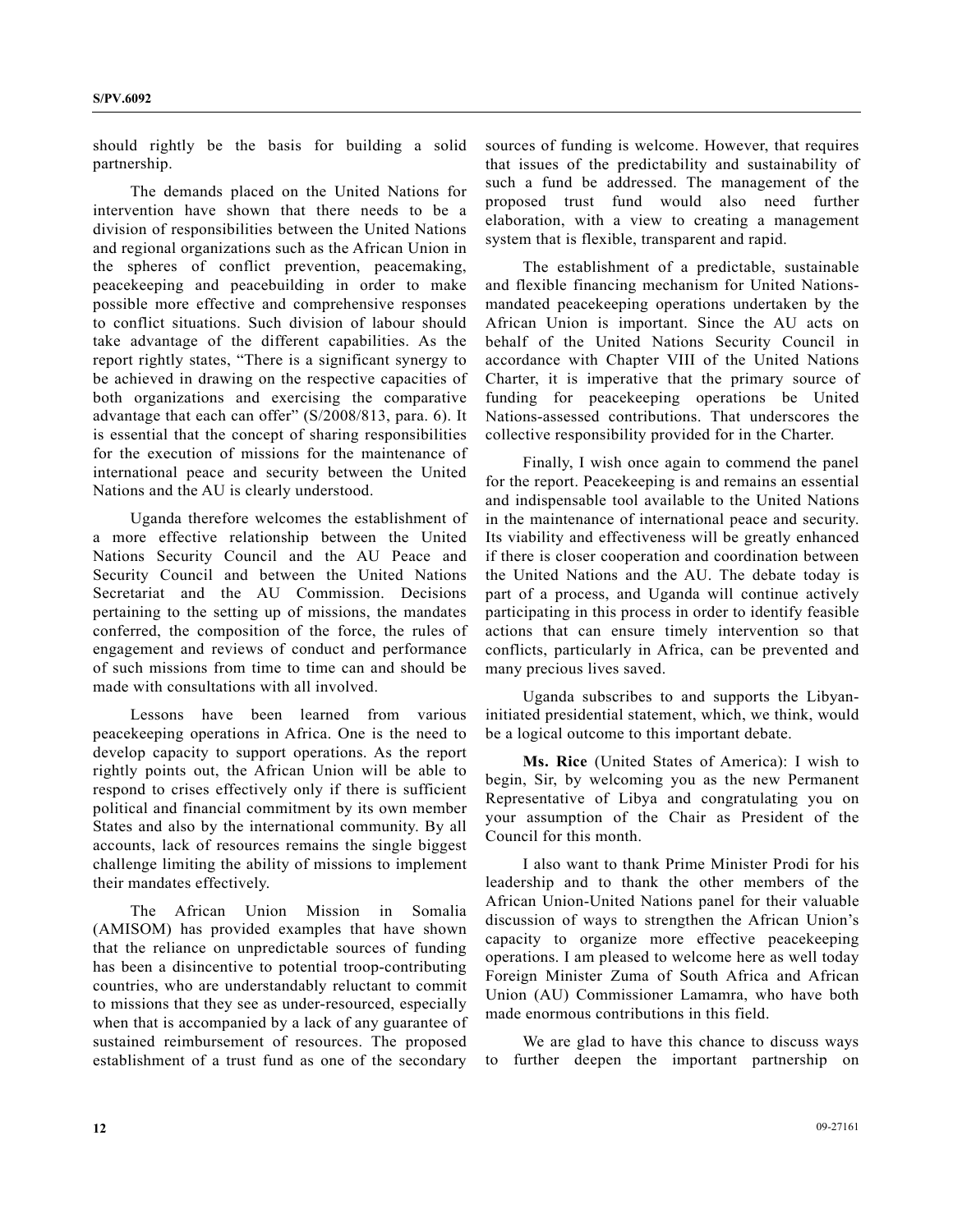should rightly be the basis for building a solid partnership.

The demands placed on the United Nations for intervention have shown that there needs to be a division of responsibilities between the United Nations and regional organizations such as the African Union in the spheres of conflict prevention, peacemaking, peacekeeping and peacebuilding in order to make possible more effective and comprehensive responses to conflict situations. Such division of labour should take advantage of the different capabilities. As the report rightly states, "There is a significant synergy to be achieved in drawing on the respective capacities of both organizations and exercising the comparative advantage that each can offer" (S/2008/813, para. 6). It is essential that the concept of sharing responsibilities for the execution of missions for the maintenance of international peace and security between the United Nations and the AU is clearly understood.

Uganda therefore welcomes the establishment of a more effective relationship between the United Nations Security Council and the AU Peace and Security Council and between the United Nations Secretariat and the AU Commission. Decisions pertaining to the setting up of missions, the mandates conferred, the composition of the force, the rules of engagement and reviews of conduct and performance of such missions from time to time can and should be made with consultations with all involved.

Lessons have been learned from various peacekeeping operations in Africa. One is the need to develop capacity to support operations. As the report rightly points out, the African Union will be able to respond to crises effectively only if there is sufficient political and financial commitment by its own member States and also by the international community. By all accounts, lack of resources remains the single biggest challenge limiting the ability of missions to implement their mandates effectively.

The African Union Mission in Somalia (AMISOM) has provided examples that have shown that the reliance on unpredictable sources of funding has been a disincentive to potential troop-contributing countries, who are understandably reluctant to commit to missions that they see as under-resourced, especially when that is accompanied by a lack of any guarantee of sustained reimbursement of resources. The proposed establishment of a trust fund as one of the secondary sources of funding is welcome. However, that requires that issues of the predictability and sustainability of such a fund be addressed. The management of the proposed trust fund would also need further elaboration, with a view to creating a management system that is flexible, transparent and rapid.

The establishment of a predictable, sustainable and flexible financing mechanism for United Nations-mandated peacekeeping operations undertaken by the African Union is important. Since the AU acts on behalf of the United Nations Security Council in accordance with Chapter VIII of the United Nations Charter, it is imperative that the primary source of funding for peacekeeping operations be United Nations-assessed contributions. That underscores the collective responsibility provided for in the Charter.

Finally, I wish once again to commend the panel for the report. Peacekeeping is and remains an essential and indispensable tool available to the United Nations in the maintenance of international peace and security. Its viability and effectiveness will be greatly enhanced if there is closer cooperation and coordination between the United Nations and the AU. The debate today is part of a process, and Uganda will continue actively participating in this process in order to identify feasible actions that can ensure timely intervention so that conflicts, particularly in Africa, can be prevented and many precious lives saved.

Uganda subscribes to and supports the Libyan-initiated presidential statement, which, we think, would be a logical outcome to this important debate.

**Ms. Rice** (United States of America): I wish to begin, Sir, by welcoming you as the new Permanent Representative of Libya and congratulating you on your assumption of the Chair as President of the Council for this month.

I also want to thank Prime Minister Prodi for his leadership and to thank the other members of the African Union-United Nations panel for their valuable discussion of ways to strengthen the African Union's capacity to organize more effective peacekeeping operations. I am pleased to welcome here as well today Foreign Minister Zuma of South Africa and African Union (AU) Commissioner Lamamra, who have both made enormous contributions in this field.

We are glad to have this chance to discuss ways to further deepen the important partnership on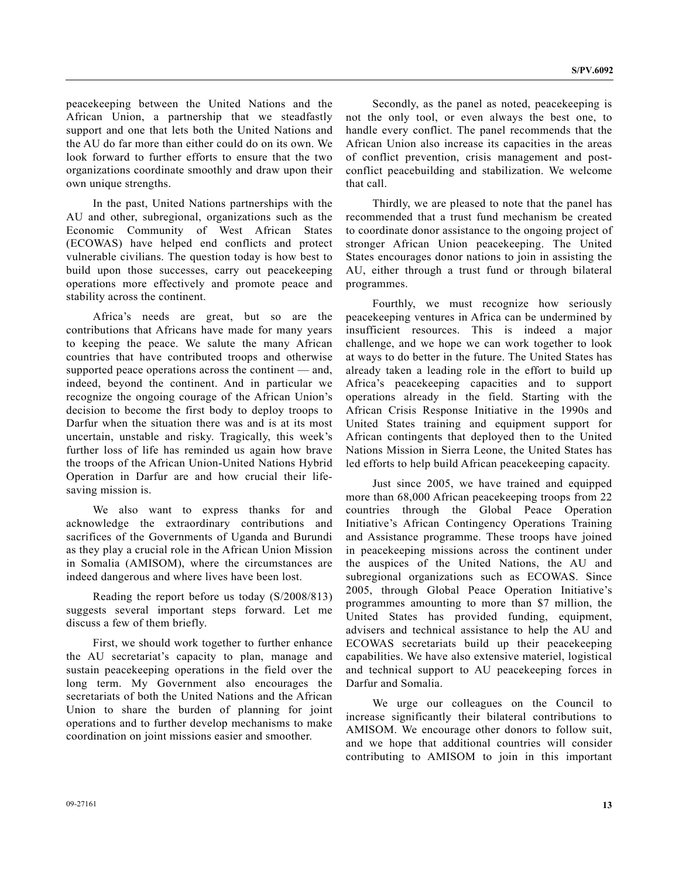peacekeeping between the United Nations and the African Union, a partnership that we steadfastly support and one that lets both the United Nations and the AU do far more than either could do on its own. We look forward to further efforts to ensure that the two organizations coordinate smoothly and draw upon their own unique strengths.

In the past, United Nations partnerships with the AU and other, subregional, organizations such as the Economic Community of West African States (ECOWAS) have helped end conflicts and protect vulnerable civilians. The question today is how best to build upon those successes, carry out peacekeeping operations more effectively and promote peace and stability across the continent.

Africa's needs are great, but so are the contributions that Africans have made for many years to keeping the peace. We salute the many African countries that have contributed troops and otherwise supported peace operations across the continent — and, indeed, beyond the continent. And in particular we recognize the ongoing courage of the African Union's decision to become the first body to deploy troops to Darfur when the situation there was and is at its most uncertain, unstable and risky. Tragically, this week's further loss of life has reminded us again how brave the troops of the African Union-United Nations Hybrid Operation in Darfur are and how crucial their life-saving mission is.

We also want to express thanks for and acknowledge the extraordinary contributions and sacrifices of the Governments of Uganda and Burundi as they play a crucial role in the African Union Mission in Somalia (AMISOM), where the circumstances are indeed dangerous and where lives have been lost.

Reading the report before us today (S/2008/813) suggests several important steps forward. Let me discuss a few of them briefly.

First, we should work together to further enhance the AU secretariat's capacity to plan, manage and sustain peacekeeping operations in the field over the long term. My Government also encourages the secretariats of both the United Nations and the African Union to share the burden of planning for joint operations and to further develop mechanisms to make coordination on joint missions easier and smoother.

Secondly, as the panel as noted, peacekeeping is not the only tool, or even always the best one, to handle every conflict. The panel recommends that the African Union also increase its capacities in the areas of conflict prevention, crisis management and post-conflict peacebuilding and stabilization. We welcome that call.

Thirdly, we are pleased to note that the panel has recommended that a trust fund mechanism be created to coordinate donor assistance to the ongoing project of stronger African Union peacekeeping. The United States encourages donor nations to join in assisting the AU, either through a trust fund or through bilateral programmes.

Fourthly, we must recognize how seriously peacekeeping ventures in Africa can be undermined by insufficient resources. This is indeed a major challenge, and we hope we can work together to look at ways to do better in the future. The United States has already taken a leading role in the effort to build up Africa's peacekeeping capacities and to support operations already in the field. Starting with the African Crisis Response Initiative in the 1990s and United States training and equipment support for African contingents that deployed then to the United Nations Mission in Sierra Leone, the United States has led efforts to help build African peacekeeping capacity.

Just since 2005, we have trained and equipped more than 68,000 African peacekeeping troops from 22 countries through the Global Peace Operation Initiative's African Contingency Operations Training and Assistance programme. These troops have joined in peacekeeping missions across the continent under the auspices of the United Nations, the AU and subregional organizations such as ECOWAS. Since 2005, through Global Peace Operation Initiative's programmes amounting to more than $7 million, the United States has provided funding, equipment, advisers and technical assistance to help the AU and ECOWAS secretariats build up their peacekeeping capabilities. We have also extensive materiel, logistical and technical support to AU peacekeeping forces in Darfur and Somalia.

We urge our colleagues on the Council to increase significantly their bilateral contributions to AMISOM. We encourage other donors to follow suit, and we hope that additional countries will consider contributing to AMISOM to join in this important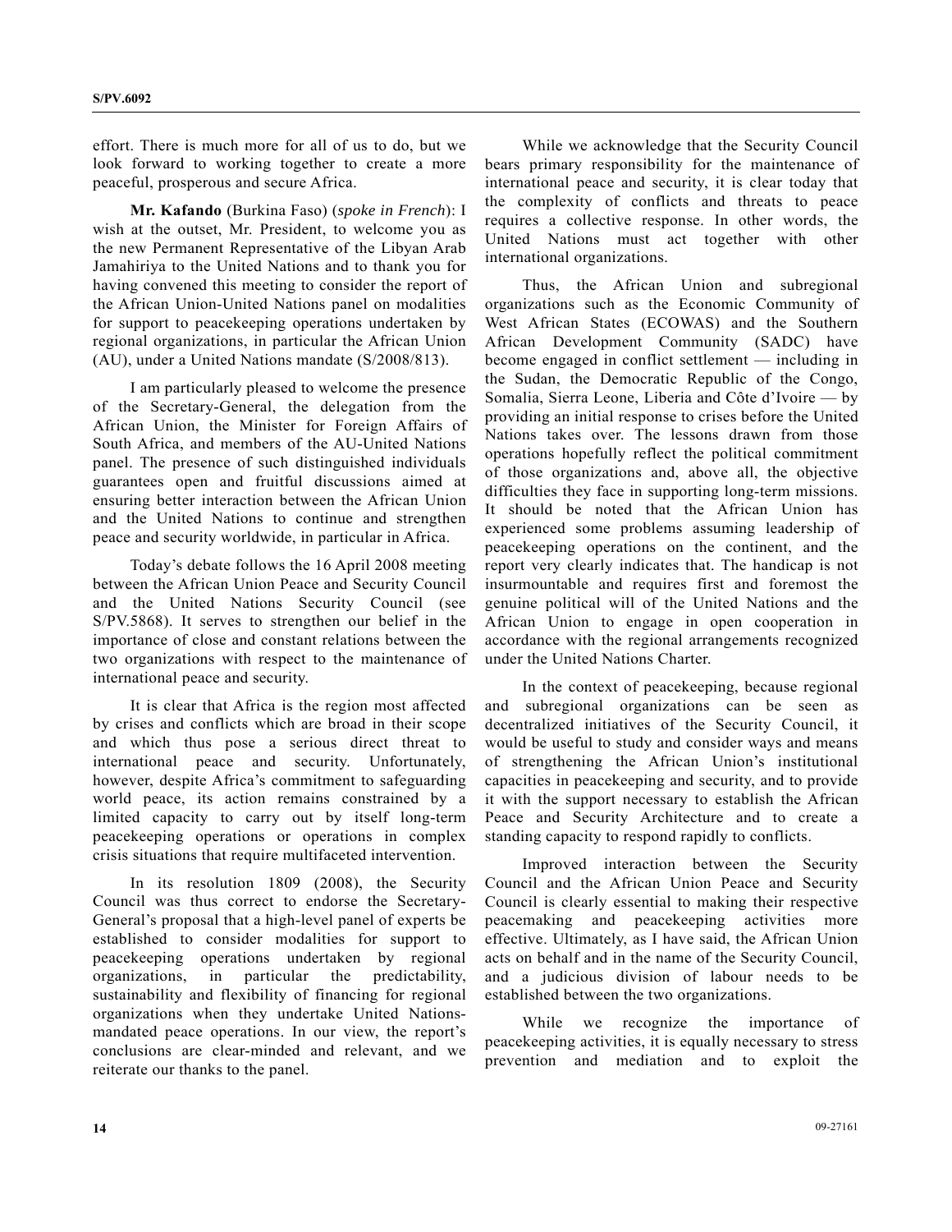effort. There is much more for all of us to do, but we look forward to working together to create a more peaceful, prosperous and secure Africa.

**Mr. Kafando** (Burkina Faso) (*spoke in French*): I wish at the outset, Mr. President, to welcome you as the new Permanent Representative of the Libyan Arab Jamahiriya to the United Nations and to thank you for having convened this meeting to consider the report of the African Union-United Nations panel on modalities for support to peacekeeping operations undertaken by regional organizations, in particular the African Union (AU), under a United Nations mandate (S/2008/813).

I am particularly pleased to welcome the presence of the Secretary-General, the delegation from the African Union, the Minister for Foreign Affairs of South Africa, and members of the AU-United Nations panel. The presence of such distinguished individuals guarantees open and fruitful discussions aimed at ensuring better interaction between the African Union and the United Nations to continue and strengthen peace and security worldwide, in particular in Africa.

Today's debate follows the 16 April 2008 meeting between the African Union Peace and Security Council and the United Nations Security Council (see S/PV.5868). It serves to strengthen our belief in the importance of close and constant relations between the two organizations with respect to the maintenance of international peace and security.

It is clear that Africa is the region most affected by crises and conflicts which are broad in their scope and which thus pose a serious direct threat to international peace and security. Unfortunately, however, despite Africa's commitment to safeguarding world peace, its action remains constrained by a limited capacity to carry out by itself long-term peacekeeping operations or operations in complex crisis situations that require multifaceted intervention.

In its resolution 1809 (2008), the Security Council was thus correct to endorse the Secretary-General's proposal that a high-level panel of experts be established to consider modalities for support to peacekeeping operations undertaken by regional organizations, in particular the predictability, sustainability and flexibility of financing for regional organizations when they undertake United Nations-mandated peace operations. In our view, the report's conclusions are clear-minded and relevant, and we reiterate our thanks to the panel.

While we acknowledge that the Security Council bears primary responsibility for the maintenance of international peace and security, it is clear today that the complexity of conflicts and threats to peace requires a collective response. In other words, the United Nations must act together with other international organizations.

Thus, the African Union and subregional organizations such as the Economic Community of West African States (ECOWAS) and the Southern African Development Community (SADC) have become engaged in conflict settlement — including in the Sudan, the Democratic Republic of the Congo, Somalia, Sierra Leone, Liberia and Côte d'Ivoire — by providing an initial response to crises before the United Nations takes over. The lessons drawn from those operations hopefully reflect the political commitment of those organizations and, above all, the objective difficulties they face in supporting long-term missions. It should be noted that the African Union has experienced some problems assuming leadership of peacekeeping operations on the continent, and the report very clearly indicates that. The handicap is not insurmountable and requires first and foremost the genuine political will of the United Nations and the African Union to engage in open cooperation in accordance with the regional arrangements recognized under the United Nations Charter.

In the context of peacekeeping, because regional and subregional organizations can be seen as decentralized initiatives of the Security Council, it would be useful to study and consider ways and means of strengthening the African Union's institutional capacities in peacekeeping and security, and to provide it with the support necessary to establish the African Peace and Security Architecture and to create a standing capacity to respond rapidly to conflicts.

Improved interaction between the Security Council and the African Union Peace and Security Council is clearly essential to making their respective peacemaking and peacekeeping activities more effective. Ultimately, as I have said, the African Union acts on behalf and in the name of the Security Council, and a judicious division of labour needs to be established between the two organizations.

While we recognize the importance of peacekeeping activities, it is equally necessary to stress prevention and mediation and to exploit the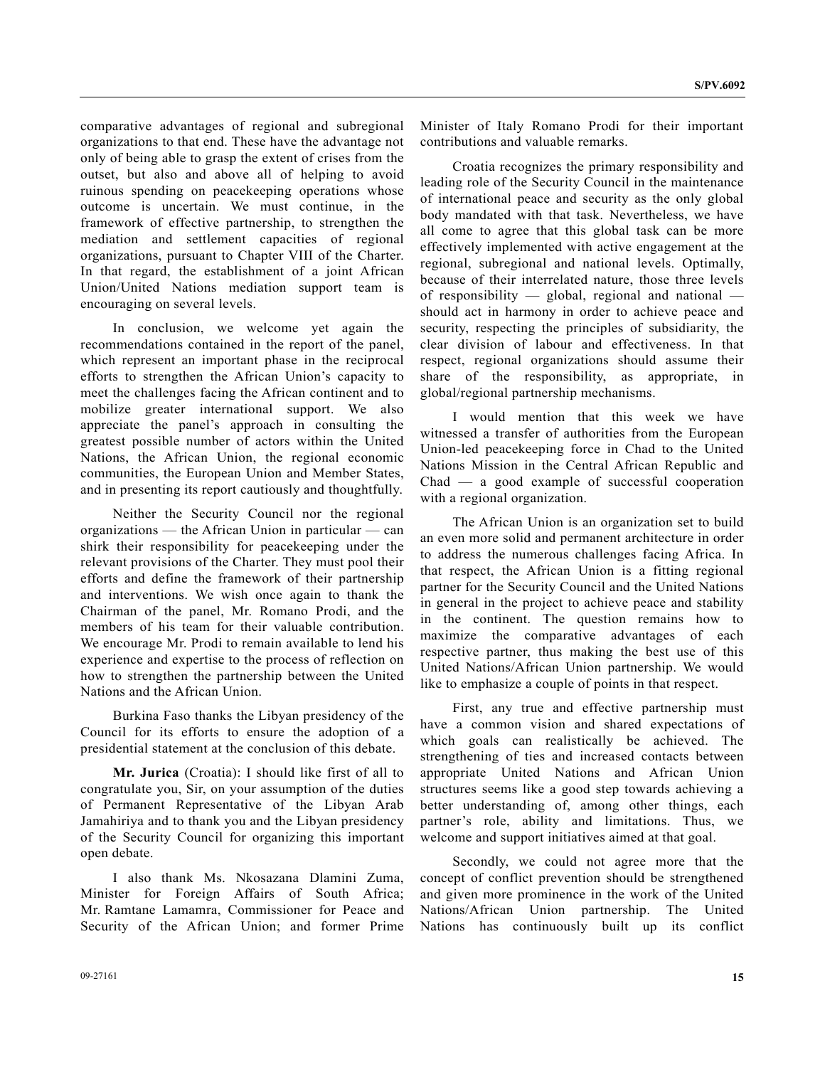comparative advantages of regional and subregional organizations to that end. These have the advantage not only of being able to grasp the extent of crises from the outset, but also and above all of helping to avoid ruinous spending on peacekeeping operations whose outcome is uncertain. We must continue, in the framework of effective partnership, to strengthen the mediation and settlement capacities of regional organizations, pursuant to Chapter VIII of the Charter. In that regard, the establishment of a joint African Union/United Nations mediation support team is encouraging on several levels.

In conclusion, we welcome yet again the recommendations contained in the report of the panel, which represent an important phase in the reciprocal efforts to strengthen the African Union's capacity to meet the challenges facing the African continent and to mobilize greater international support. We also appreciate the panel's approach in consulting the greatest possible number of actors within the United Nations, the African Union, the regional economic communities, the European Union and Member States, and in presenting its report cautiously and thoughtfully.

Neither the Security Council nor the regional organizations — the African Union in particular — can shirk their responsibility for peacekeeping under the relevant provisions of the Charter. They must pool their efforts and define the framework of their partnership and interventions. We wish once again to thank the Chairman of the panel, Mr. Romano Prodi, and the members of his team for their valuable contribution. We encourage Mr. Prodi to remain available to lend his experience and expertise to the process of reflection on how to strengthen the partnership between the United Nations and the African Union.

Burkina Faso thanks the Libyan presidency of the Council for its efforts to ensure the adoption of a presidential statement at the conclusion of this debate.

**Mr. Jurica** (Croatia): I should like first of all to congratulate you, Sir, on your assumption of the duties of Permanent Representative of the Libyan Arab Jamahiriya and to thank you and the Libyan presidency of the Security Council for organizing this important open debate.

I also thank Ms. Nkosazana Dlamini Zuma, Minister for Foreign Affairs of South Africa; Mr. Ramtane Lamamra, Commissioner for Peace and Security of the African Union; and former Prime Minister of Italy Romano Prodi for their important contributions and valuable remarks.

Croatia recognizes the primary responsibility and leading role of the Security Council in the maintenance of international peace and security as the only global body mandated with that task. Nevertheless, we have all come to agree that this global task can be more effectively implemented with active engagement at the regional, subregional and national levels. Optimally, because of their interrelated nature, those three levels of responsibility — global, regional and national — should act in harmony in order to achieve peace and security, respecting the principles of subsidiarity, the clear division of labour and effectiveness. In that respect, regional organizations should assume their share of the responsibility, as appropriate, in global/regional partnership mechanisms.

I would mention that this week we have witnessed a transfer of authorities from the European Union-led peacekeeping force in Chad to the United Nations Mission in the Central African Republic and Chad — a good example of successful cooperation with a regional organization.

The African Union is an organization set to build an even more solid and permanent architecture in order to address the numerous challenges facing Africa. In that respect, the African Union is a fitting regional partner for the Security Council and the United Nations in general in the project to achieve peace and stability in the continent. The question remains how to maximize the comparative advantages of each respective partner, thus making the best use of this United Nations/African Union partnership. We would like to emphasize a couple of points in that respect.

First, any true and effective partnership must have a common vision and shared expectations of which goals can realistically be achieved. The strengthening of ties and increased contacts between appropriate United Nations and African Union structures seems like a good step towards achieving a better understanding of, among other things, each partner's role, ability and limitations. Thus, we welcome and support initiatives aimed at that goal.

Secondly, we could not agree more that the concept of conflict prevention should be strengthened and given more prominence in the work of the United Nations/African Union partnership. The United Nations has continuously built up its conflict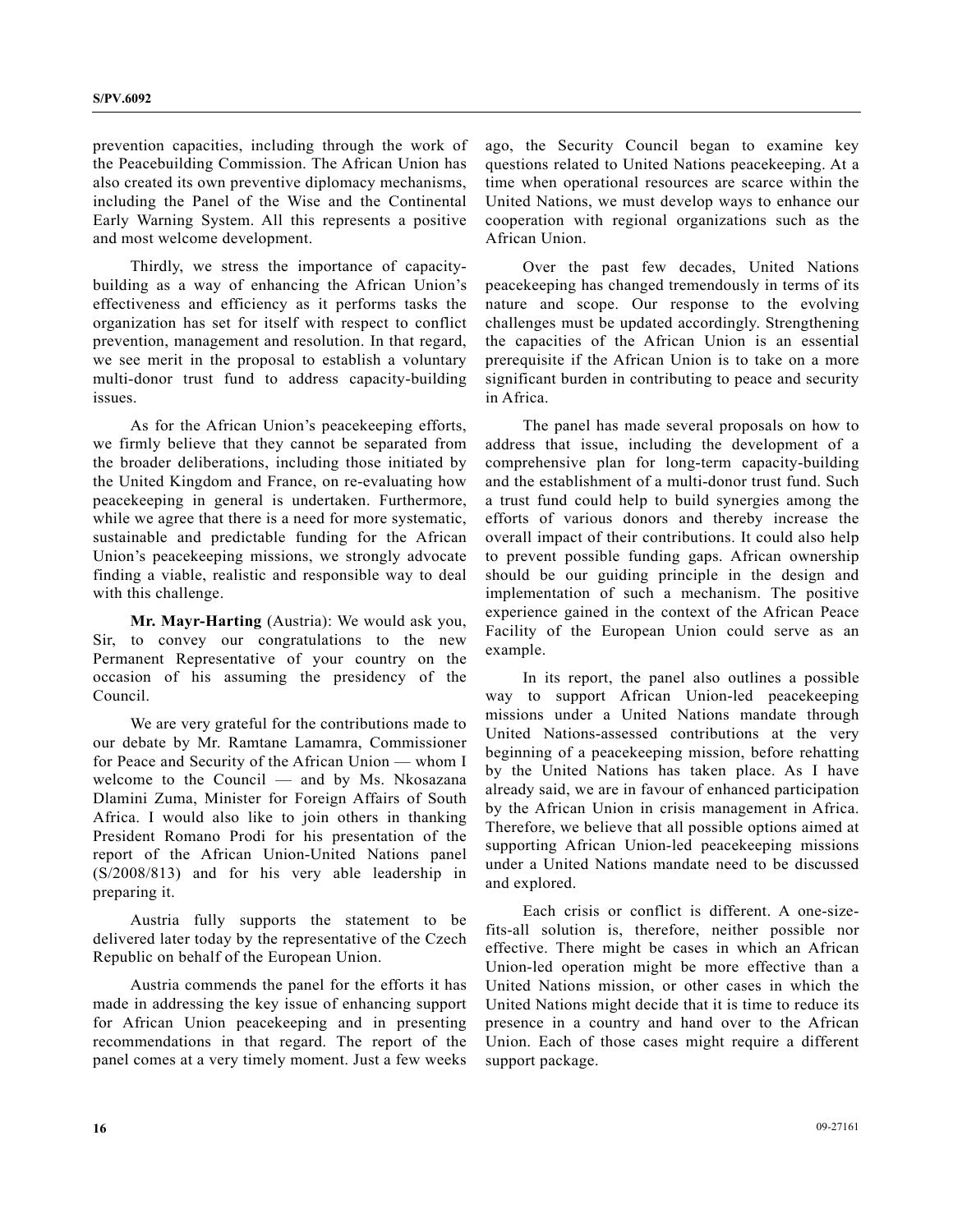prevention capacities, including through the work of the Peacebuilding Commission. The African Union has also created its own preventive diplomacy mechanisms, including the Panel of the Wise and the Continental Early Warning System. All this represents a positive and most welcome development.

Thirdly, we stress the importance of capacity-building as a way of enhancing the African Union's effectiveness and efficiency as it performs tasks the organization has set for itself with respect to conflict prevention, management and resolution. In that regard, we see merit in the proposal to establish a voluntary multi-donor trust fund to address capacity-building issues.

As for the African Union's peacekeeping efforts, we firmly believe that they cannot be separated from the broader deliberations, including those initiated by the United Kingdom and France, on re-evaluating how peacekeeping in general is undertaken. Furthermore, while we agree that there is a need for more systematic, sustainable and predictable funding for the African Union's peacekeeping missions, we strongly advocate finding a viable, realistic and responsible way to deal with this challenge.

**Mr. Mayr-Harting** (Austria): We would ask you, Sir, to convey our congratulations to the new Permanent Representative of your country on the occasion of his assuming the presidency of the Council.

We are very grateful for the contributions made to our debate by Mr. Ramtane Lamamra, Commissioner for Peace and Security of the African Union — whom I welcome to the Council — and by Ms. Nkosazana Dlamini Zuma, Minister for Foreign Affairs of South Africa. I would also like to join others in thanking President Romano Prodi for his presentation of the report of the African Union-United Nations panel (S/2008/813) and for his very able leadership in preparing it.

Austria fully supports the statement to be delivered later today by the representative of the Czech Republic on behalf of the European Union.

Austria commends the panel for the efforts it has made in addressing the key issue of enhancing support for African Union peacekeeping and in presenting recommendations in that regard. The report of the panel comes at a very timely moment. Just a few weeks ago, the Security Council began to examine key questions related to United Nations peacekeeping. At a time when operational resources are scarce within the United Nations, we must develop ways to enhance our cooperation with regional organizations such as the African Union.

Over the past few decades, United Nations peacekeeping has changed tremendously in terms of its nature and scope. Our response to the evolving challenges must be updated accordingly. Strengthening the capacities of the African Union is an essential prerequisite if the African Union is to take on a more significant burden in contributing to peace and security in Africa.

The panel has made several proposals on how to address that issue, including the development of a comprehensive plan for long-term capacity-building and the establishment of a multi-donor trust fund. Such a trust fund could help to build synergies among the efforts of various donors and thereby increase the overall impact of their contributions. It could also help to prevent possible funding gaps. African ownership should be our guiding principle in the design and implementation of such a mechanism. The positive experience gained in the context of the African Peace Facility of the European Union could serve as an example.

In its report, the panel also outlines a possible way to support African Union-led peacekeeping missions under a United Nations mandate through United Nations-assessed contributions at the very beginning of a peacekeeping mission, before rehatting by the United Nations has taken place. As I have already said, we are in favour of enhanced participation by the African Union in crisis management in Africa. Therefore, we believe that all possible options aimed at supporting African Union-led peacekeeping missions under a United Nations mandate need to be discussed and explored.

Each crisis or conflict is different. A one-size-fits-all solution is, therefore, neither possible nor effective. There might be cases in which an African Union-led operation might be more effective than a United Nations mission, or other cases in which the United Nations might decide that it is time to reduce its presence in a country and hand over to the African Union. Each of those cases might require a different support package.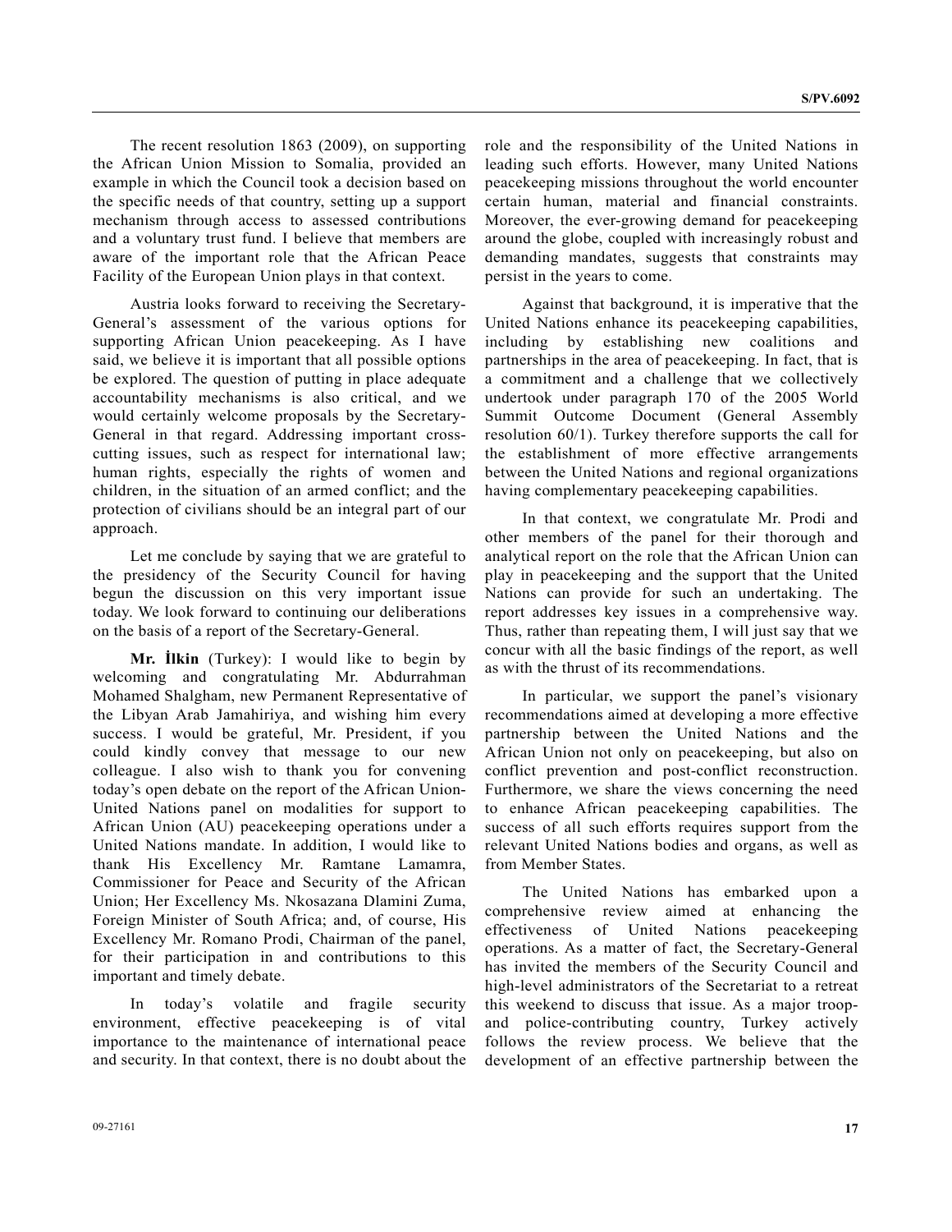The recent resolution 1863 (2009), on supporting the African Union Mission to Somalia, provided an example in which the Council took a decision based on the specific needs of that country, setting up a support mechanism through access to assessed contributions and a voluntary trust fund. I believe that members are aware of the important role that the African Peace Facility of the European Union plays in that context.

Austria looks forward to receiving the Secretary-General's assessment of the various options for supporting African Union peacekeeping. As I have said, we believe it is important that all possible options be explored. The question of putting in place adequate accountability mechanisms is also critical, and we would certainly welcome proposals by the Secretary-General in that regard. Addressing important cross-cutting issues, such as respect for international law; human rights, especially the rights of women and children, in the situation of an armed conflict; and the protection of civilians should be an integral part of our approach.

Let me conclude by saying that we are grateful to the presidency of the Security Council for having begun the discussion on this very important issue today. We look forward to continuing our deliberations on the basis of a report of the Secretary-General.

**Mr. İlkin** (Turkey): I would like to begin by welcoming and congratulating Mr. Abdurrahman Mohamed Shalgham, new Permanent Representative of the Libyan Arab Jamahiriya, and wishing him every success. I would be grateful, Mr. President, if you could kindly convey that message to our new colleague. I also wish to thank you for convening today's open debate on the report of the African Union-United Nations panel on modalities for support to African Union (AU) peacekeeping operations under a United Nations mandate. In addition, I would like to thank His Excellency Mr. Ramtane Lamamra, Commissioner for Peace and Security of the African Union; Her Excellency Ms. Nkosazana Dlamini Zuma, Foreign Minister of South Africa; and, of course, His Excellency Mr. Romano Prodi, Chairman of the panel, for their participation in and contributions to this important and timely debate.

In today's volatile and fragile security environment, effective peacekeeping is of vital importance to the maintenance of international peace and security. In that context, there is no doubt about the role and the responsibility of the United Nations in leading such efforts. However, many United Nations peacekeeping missions throughout the world encounter certain human, material and financial constraints. Moreover, the ever-growing demand for peacekeeping around the globe, coupled with increasingly robust and demanding mandates, suggests that constraints may persist in the years to come.

Against that background, it is imperative that the United Nations enhance its peacekeeping capabilities, including by establishing new coalitions and partnerships in the area of peacekeeping. In fact, that is a commitment and a challenge that we collectively undertook under paragraph 170 of the 2005 World Summit Outcome Document (General Assembly resolution 60/1). Turkey therefore supports the call for the establishment of more effective arrangements between the United Nations and regional organizations having complementary peacekeeping capabilities.

In that context, we congratulate Mr. Prodi and other members of the panel for their thorough and analytical report on the role that the African Union can play in peacekeeping and the support that the United Nations can provide for such an undertaking. The report addresses key issues in a comprehensive way. Thus, rather than repeating them, I will just say that we concur with all the basic findings of the report, as well as with the thrust of its recommendations.

In particular, we support the panel's visionary recommendations aimed at developing a more effective partnership between the United Nations and the African Union not only on peacekeeping, but also on conflict prevention and post-conflict reconstruction. Furthermore, we share the views concerning the need to enhance African peacekeeping capabilities. The success of all such efforts requires support from the relevant United Nations bodies and organs, as well as from Member States.

The United Nations has embarked upon a comprehensive review aimed at enhancing the effectiveness of United Nations peacekeeping operations. As a matter of fact, the Secretary-General has invited the members of the Security Council and high-level administrators of the Secretariat to a retreat this weekend to discuss that issue. As a major troop- and police-contributing country, Turkey actively follows the review process. We believe that the development of an effective partnership between the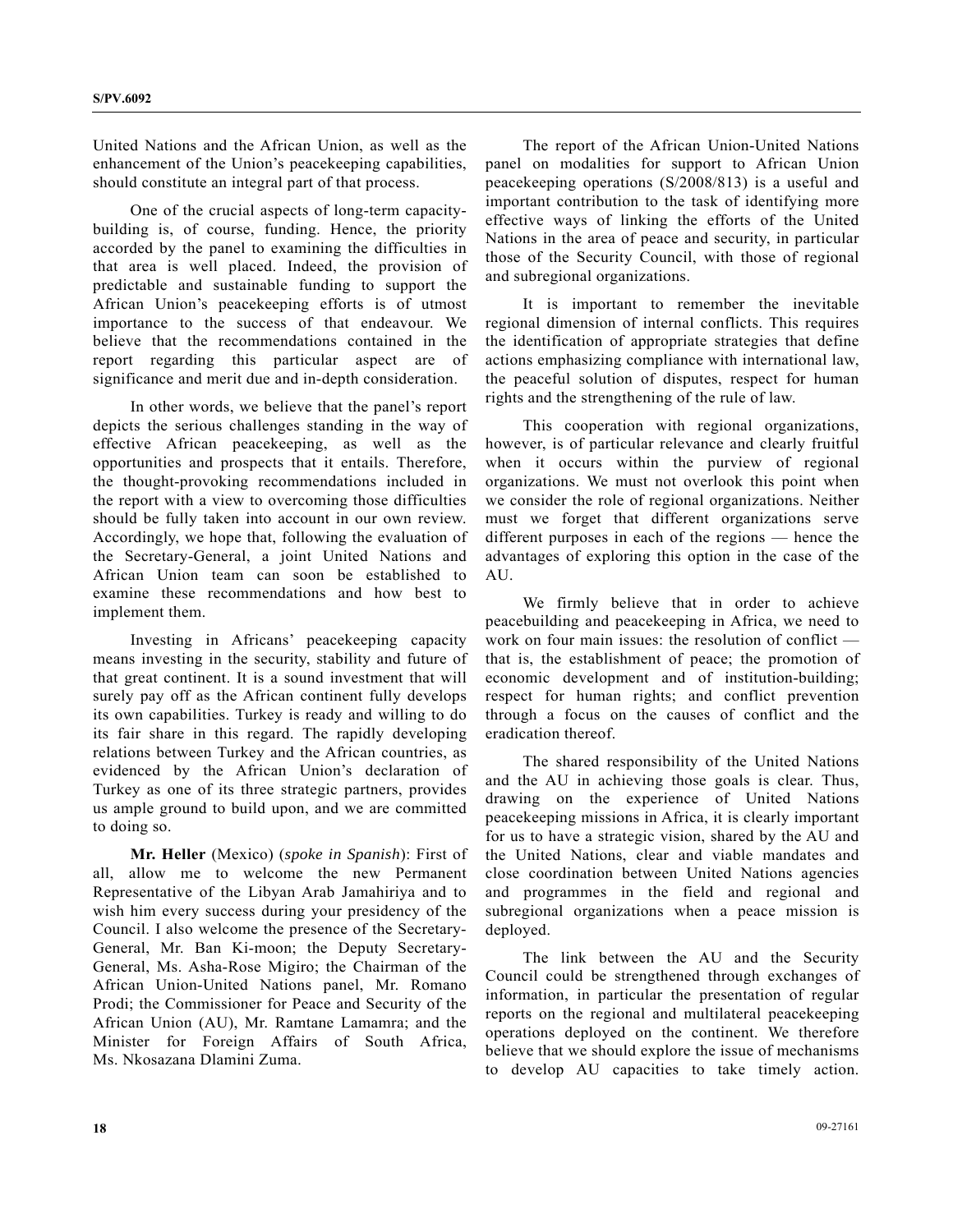United Nations and the African Union, as well as the enhancement of the Union's peacekeeping capabilities, should constitute an integral part of that process.

One of the crucial aspects of long-term capacity-building is, of course, funding. Hence, the priority accorded by the panel to examining the difficulties in that area is well placed. Indeed, the provision of predictable and sustainable funding to support the African Union's peacekeeping efforts is of utmost importance to the success of that endeavour. We believe that the recommendations contained in the report regarding this particular aspect are of significance and merit due and in-depth consideration.

In other words, we believe that the panel's report depicts the serious challenges standing in the way of effective African peacekeeping, as well as the opportunities and prospects that it entails. Therefore, the thought-provoking recommendations included in the report with a view to overcoming those difficulties should be fully taken into account in our own review. Accordingly, we hope that, following the evaluation of the Secretary-General, a joint United Nations and African Union team can soon be established to examine these recommendations and how best to implement them.

Investing in Africans' peacekeeping capacity means investing in the security, stability and future of that great continent. It is a sound investment that will surely pay off as the African continent fully develops its own capabilities. Turkey is ready and willing to do its fair share in this regard. The rapidly developing relations between Turkey and the African countries, as evidenced by the African Union's declaration of Turkey as one of its three strategic partners, provides us ample ground to build upon, and we are committed to doing so.

**Mr. Heller** (Mexico) (*spoke in Spanish*): First of all, allow me to welcome the new Permanent Representative of the Libyan Arab Jamahiriya and to wish him every success during your presidency of the Council. I also welcome the presence of the Secretary-General, Mr. Ban Ki-moon; the Deputy Secretary-General, Ms. Asha-Rose Migiro; the Chairman of the African Union-United Nations panel, Mr. Romano Prodi; the Commissioner for Peace and Security of the African Union (AU), Mr. Ramtane Lamamra; and the Minister for Foreign Affairs of South Africa, Ms. Nkosazana Dlamini Zuma.

The report of the African Union-United Nations panel on modalities for support to African Union peacekeeping operations (S/2008/813) is a useful and important contribution to the task of identifying more effective ways of linking the efforts of the United Nations in the area of peace and security, in particular those of the Security Council, with those of regional and subregional organizations.

It is important to remember the inevitable regional dimension of internal conflicts. This requires the identification of appropriate strategies that define actions emphasizing compliance with international law, the peaceful solution of disputes, respect for human rights and the strengthening of the rule of law.

This cooperation with regional organizations, however, is of particular relevance and clearly fruitful when it occurs within the purview of regional organizations. We must not overlook this point when we consider the role of regional organizations. Neither must we forget that different organizations serve different purposes in each of the regions — hence the advantages of exploring this option in the case of the AU.

We firmly believe that in order to achieve peacebuilding and peacekeeping in Africa, we need to work on four main issues: the resolution of conflict — that is, the establishment of peace; the promotion of economic development and of institution-building; respect for human rights; and conflict prevention through a focus on the causes of conflict and the eradication thereof.

The shared responsibility of the United Nations and the AU in achieving those goals is clear. Thus, drawing on the experience of United Nations peacekeeping missions in Africa, it is clearly important for us to have a strategic vision, shared by the AU and the United Nations, clear and viable mandates and close coordination between United Nations agencies and programmes in the field and regional and subregional organizations when a peace mission is deployed.

The link between the AU and the Security Council could be strengthened through exchanges of information, in particular the presentation of regular reports on the regional and multilateral peacekeeping operations deployed on the continent. We therefore believe that we should explore the issue of mechanisms to develop AU capacities to take timely action.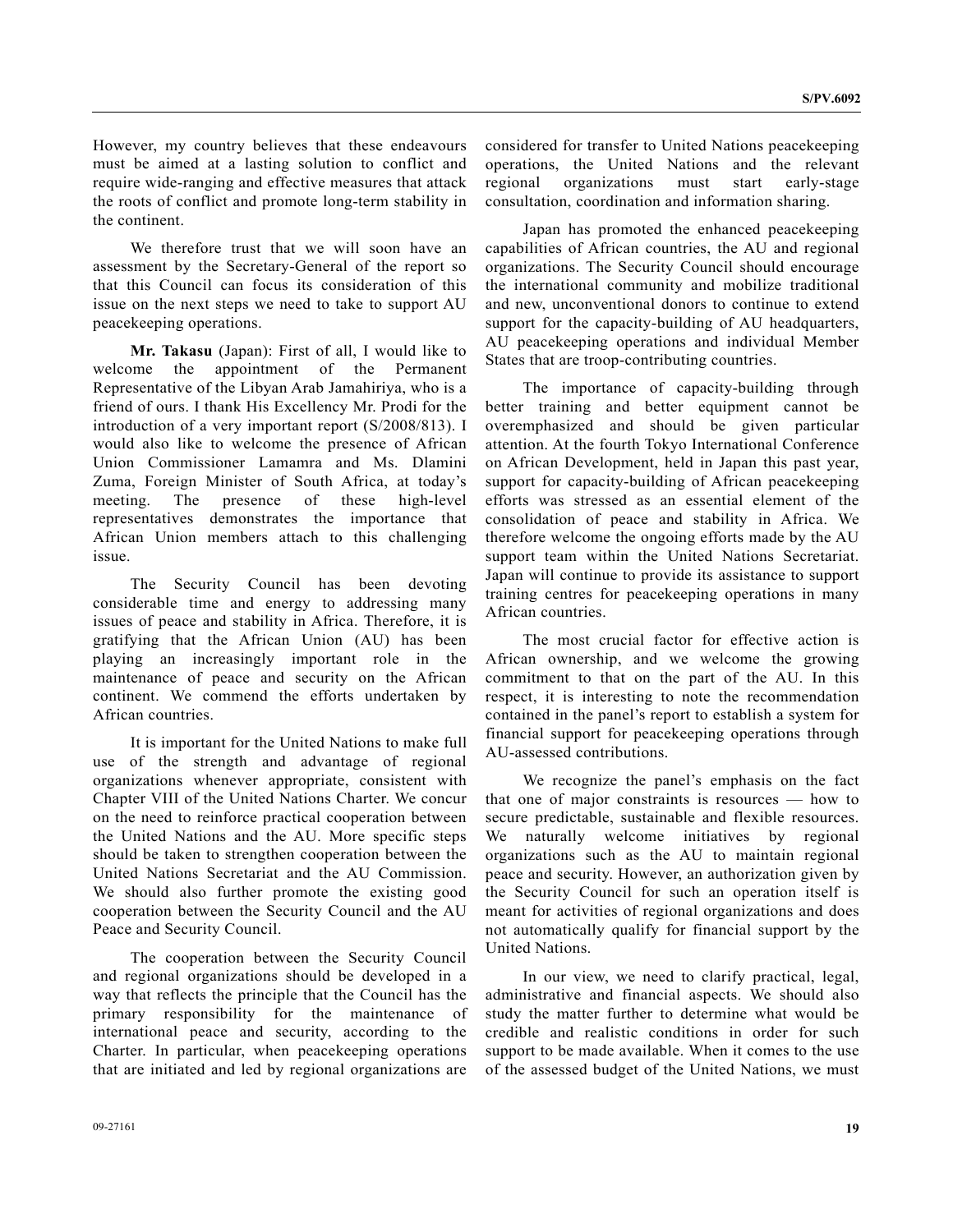However, my country believes that these endeavours must be aimed at a lasting solution to conflict and require wide-ranging and effective measures that attack the roots of conflict and promote long-term stability in the continent.

We therefore trust that we will soon have an assessment by the Secretary-General of the report so that this Council can focus its consideration of this issue on the next steps we need to take to support AU peacekeeping operations.

**Mr. Takasu** (Japan): First of all, I would like to welcome the appointment of the Permanent Representative of the Libyan Arab Jamahiriya, who is a friend of ours. I thank His Excellency Mr. Prodi for the introduction of a very important report (S/2008/813). I would also like to welcome the presence of African Union Commissioner Lamamra and Ms. Dlamini Zuma, Foreign Minister of South Africa, at today's meeting. The presence of these high-level representatives demonstrates the importance that African Union members attach to this challenging issue.

The Security Council has been devoting considerable time and energy to addressing many issues of peace and stability in Africa. Therefore, it is gratifying that the African Union (AU) has been playing an increasingly important role in the maintenance of peace and security on the African continent. We commend the efforts undertaken by African countries.

It is important for the United Nations to make full use of the strength and advantage of regional organizations whenever appropriate, consistent with Chapter VIII of the United Nations Charter. We concur on the need to reinforce practical cooperation between the United Nations and the AU. More specific steps should be taken to strengthen cooperation between the United Nations Secretariat and the AU Commission. We should also further promote the existing good cooperation between the Security Council and the AU Peace and Security Council.

The cooperation between the Security Council and regional organizations should be developed in a way that reflects the principle that the Council has the primary responsibility for the maintenance of international peace and security, according to the Charter. In particular, when peacekeeping operations that are initiated and led by regional organizations are considered for transfer to United Nations peacekeeping operations, the United Nations and the relevant regional organizations must start early-stage consultation, coordination and information sharing.

Japan has promoted the enhanced peacekeeping capabilities of African countries, the AU and regional organizations. The Security Council should encourage the international community and mobilize traditional and new, unconventional donors to continue to extend support for the capacity-building of AU headquarters, AU peacekeeping operations and individual Member States that are troop-contributing countries.

The importance of capacity-building through better training and better equipment cannot be overemphasized and should be given particular attention. At the fourth Tokyo International Conference on African Development, held in Japan this past year, support for capacity-building of African peacekeeping efforts was stressed as an essential element of the consolidation of peace and stability in Africa. We therefore welcome the ongoing efforts made by the AU support team within the United Nations Secretariat. Japan will continue to provide its assistance to support training centres for peacekeeping operations in many African countries.

The most crucial factor for effective action is African ownership, and we welcome the growing commitment to that on the part of the AU. In this respect, it is interesting to note the recommendation contained in the panel's report to establish a system for financial support for peacekeeping operations through AU-assessed contributions.

We recognize the panel's emphasis on the fact that one of major constraints is resources — how to secure predictable, sustainable and flexible resources. We naturally welcome initiatives by regional organizations such as the AU to maintain regional peace and security. However, an authorization given by the Security Council for such an operation itself is meant for activities of regional organizations and does not automatically qualify for financial support by the United Nations.

In our view, we need to clarify practical, legal, administrative and financial aspects. We should also study the matter further to determine what would be credible and realistic conditions in order for such support to be made available. When it comes to the use of the assessed budget of the United Nations, we must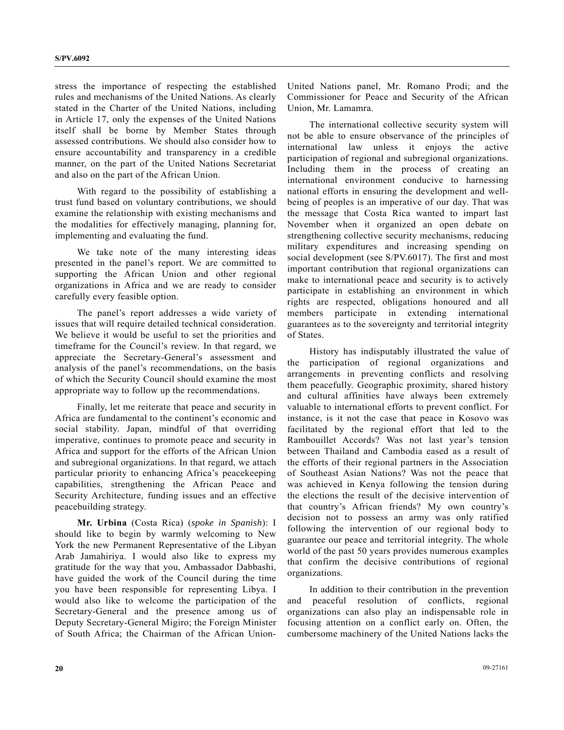stress the importance of respecting the established rules and mechanisms of the United Nations. As clearly stated in the Charter of the United Nations, including in Article 17, only the expenses of the United Nations itself shall be borne by Member States through assessed contributions. We should also consider how to ensure accountability and transparency in a credible manner, on the part of the United Nations Secretariat and also on the part of the African Union.

With regard to the possibility of establishing a trust fund based on voluntary contributions, we should examine the relationship with existing mechanisms and the modalities for effectively managing, planning for, implementing and evaluating the fund.

We take note of the many interesting ideas presented in the panel's report. We are committed to supporting the African Union and other regional organizations in Africa and we are ready to consider carefully every feasible option.

The panel's report addresses a wide variety of issues that will require detailed technical consideration. We believe it would be useful to set the priorities and timeframe for the Council's review. In that regard, we appreciate the Secretary-General's assessment and analysis of the panel's recommendations, on the basis of which the Security Council should examine the most appropriate way to follow up the recommendations.

Finally, let me reiterate that peace and security in Africa are fundamental to the continent's economic and social stability. Japan, mindful of that overriding imperative, continues to promote peace and security in Africa and support for the efforts of the African Union and subregional organizations. In that regard, we attach particular priority to enhancing Africa's peacekeeping capabilities, strengthening the African Peace and Security Architecture, funding issues and an effective peacebuilding strategy.

**Mr. Urbina** (Costa Rica) (*spoke in Spanish*): I should like to begin by warmly welcoming to New York the new Permanent Representative of the Libyan Arab Jamahiriya. I would also like to express my gratitude for the way that you, Ambassador Dabbashi, have guided the work of the Council during the time you have been responsible for representing Libya. I would also like to welcome the participation of the Secretary-General and the presence among us of Deputy Secretary-General Migiro; the Foreign Minister of South Africa; the Chairman of the African Union-United Nations panel, Mr. Romano Prodi; and the Commissioner for Peace and Security of the African Union, Mr. Lamamra.

The international collective security system will not be able to ensure observance of the principles of international law unless it enjoys the active participation of regional and subregional organizations. Including them in the process of creating an international environment conducive to harnessing national efforts in ensuring the development and well-being of peoples is an imperative of our day. That was the message that Costa Rica wanted to impart last November when it organized an open debate on strengthening collective security mechanisms, reducing military expenditures and increasing spending on social development (see S/PV.6017). The first and most important contribution that regional organizations can make to international peace and security is to actively participate in establishing an environment in which rights are respected, obligations honoured and all members participate in extending international guarantees as to the sovereignty and territorial integrity of States.

History has indisputably illustrated the value of the participation of regional organizations and arrangements in preventing conflicts and resolving them peacefully. Geographic proximity, shared history and cultural affinities have always been extremely valuable to international efforts to prevent conflict. For instance, is it not the case that peace in Kosovo was facilitated by the regional effort that led to the Rambouillet Accords? Was not last year's tension between Thailand and Cambodia eased as a result of the efforts of their regional partners in the Association of Southeast Asian Nations? Was not the peace that was achieved in Kenya following the tension during the elections the result of the decisive intervention of that country's African friends? My own country's decision not to possess an army was only ratified following the intervention of our regional body to guarantee our peace and territorial integrity. The whole world of the past 50 years provides numerous examples that confirm the decisive contributions of regional organizations.

In addition to their contribution in the prevention and peaceful resolution of conflicts, regional organizations can also play an indispensable role in focusing attention on a conflict early on. Often, the cumbersome machinery of the United Nations lacks the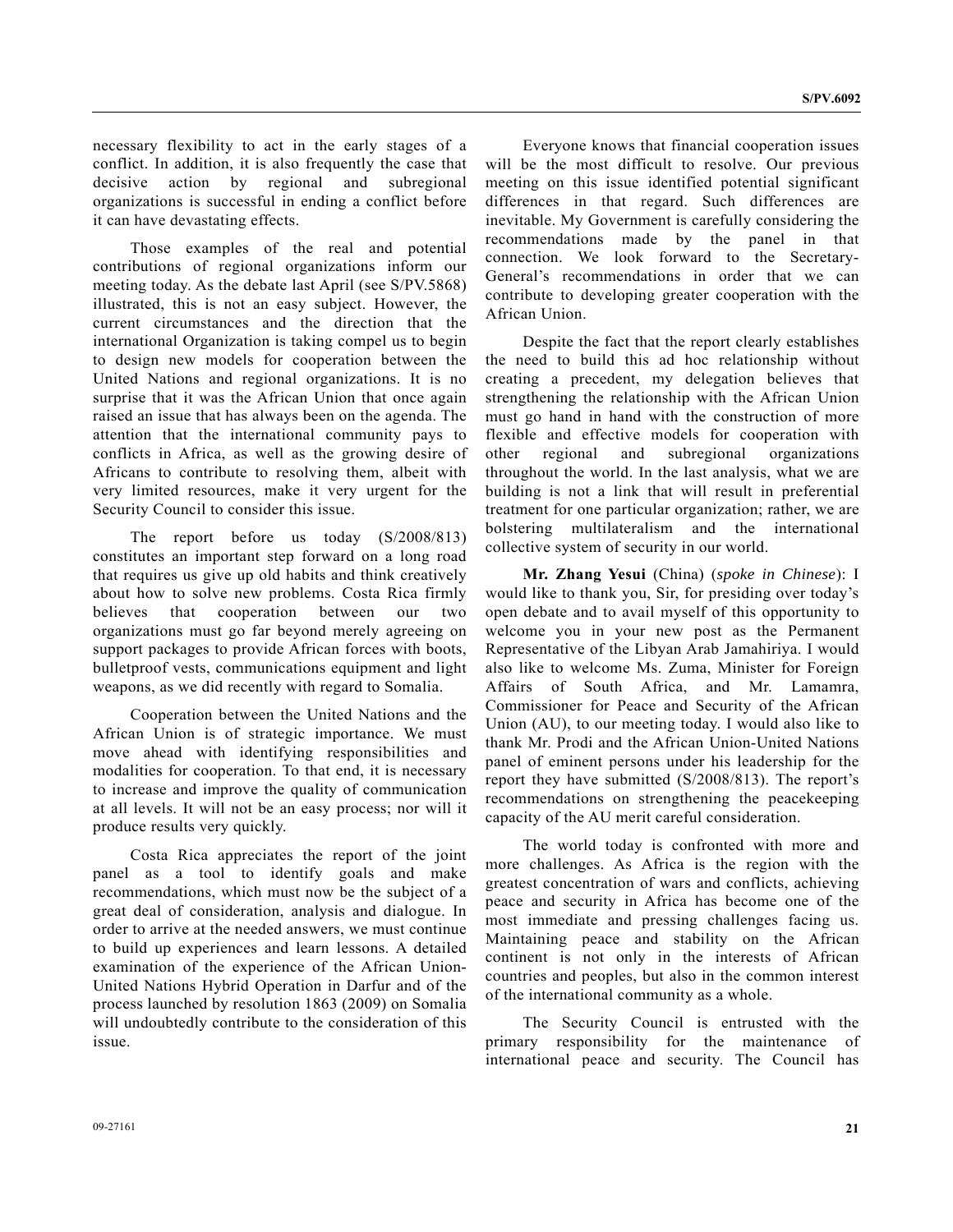necessary flexibility to act in the early stages of a conflict. In addition, it is also frequently the case that decisive action by regional and subregional organizations is successful in ending a conflict before it can have devastating effects.

Those examples of the real and potential contributions of regional organizations inform our meeting today. As the debate last April (see S/PV.5868) illustrated, this is not an easy subject. However, the current circumstances and the direction that the international Organization is taking compel us to begin to design new models for cooperation between the United Nations and regional organizations. It is no surprise that it was the African Union that once again raised an issue that has always been on the agenda. The attention that the international community pays to conflicts in Africa, as well as the growing desire of Africans to contribute to resolving them, albeit with very limited resources, make it very urgent for the Security Council to consider this issue.

The report before us today (S/2008/813) constitutes an important step forward on a long road that requires us give up old habits and think creatively about how to solve new problems. Costa Rica firmly believes that cooperation between our two organizations must go far beyond merely agreeing on support packages to provide African forces with boots, bulletproof vests, communications equipment and light weapons, as we did recently with regard to Somalia.

Cooperation between the United Nations and the African Union is of strategic importance. We must move ahead with identifying responsibilities and modalities for cooperation. To that end, it is necessary to increase and improve the quality of communication at all levels. It will not be an easy process; nor will it produce results very quickly.

Costa Rica appreciates the report of the joint panel as a tool to identify goals and make recommendations, which must now be the subject of a great deal of consideration, analysis and dialogue. In order to arrive at the needed answers, we must continue to build up experiences and learn lessons. A detailed examination of the experience of the African Union-United Nations Hybrid Operation in Darfur and of the process launched by resolution 1863 (2009) on Somalia will undoubtedly contribute to the consideration of this issue.

Everyone knows that financial cooperation issues will be the most difficult to resolve. Our previous meeting on this issue identified potential significant differences in that regard. Such differences are inevitable. My Government is carefully considering the recommendations made by the panel in that connection. We look forward to the Secretary-General's recommendations in order that we can contribute to developing greater cooperation with the African Union.

Despite the fact that the report clearly establishes the need to build this ad hoc relationship without creating a precedent, my delegation believes that strengthening the relationship with the African Union must go hand in hand with the construction of more flexible and effective models for cooperation with other regional and subregional organizations throughout the world. In the last analysis, what we are building is not a link that will result in preferential treatment for one particular organization; rather, we are bolstering multilateralism and the international collective system of security in our world.

**Mr. Zhang Yesui** (China) (*spoke in Chinese*): I would like to thank you, Sir, for presiding over today's open debate and to avail myself of this opportunity to welcome you in your new post as the Permanent Representative of the Libyan Arab Jamahiriya. I would also like to welcome Ms. Zuma, Minister for Foreign Affairs of South Africa, and Mr. Lamamra, Commissioner for Peace and Security of the African Union (AU), to our meeting today. I would also like to thank Mr. Prodi and the African Union-United Nations panel of eminent persons under his leadership for the report they have submitted (S/2008/813). The report's recommendations on strengthening the peacekeeping capacity of the AU merit careful consideration.

The world today is confronted with more and more challenges. As Africa is the region with the greatest concentration of wars and conflicts, achieving peace and security in Africa has become one of the most immediate and pressing challenges facing us. Maintaining peace and stability on the African continent is not only in the interests of African countries and peoples, but also in the common interest of the international community as a whole.

The Security Council is entrusted with the primary responsibility for the maintenance of international peace and security. The Council has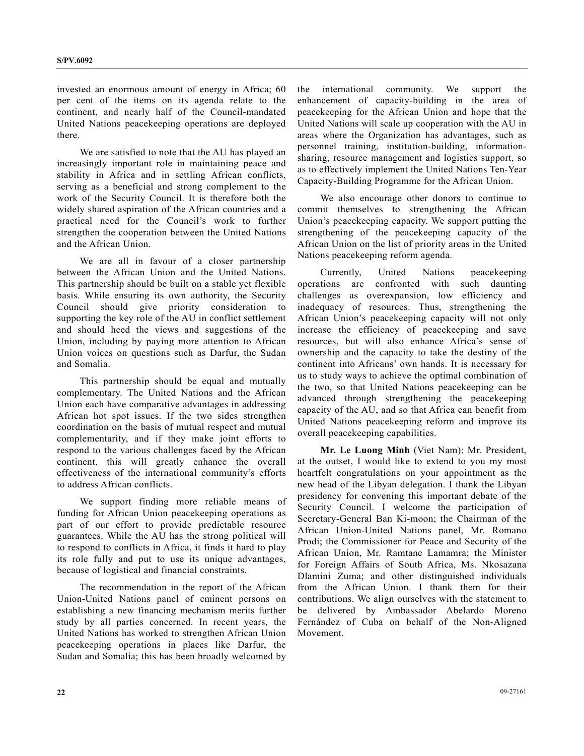invested an enormous amount of energy in Africa; 60 per cent of the items on its agenda relate to the continent, and nearly half of the Council-mandated United Nations peacekeeping operations are deployed there.

We are satisfied to note that the AU has played an increasingly important role in maintaining peace and stability in Africa and in settling African conflicts, serving as a beneficial and strong complement to the work of the Security Council. It is therefore both the widely shared aspiration of the African countries and a practical need for the Council's work to further strengthen the cooperation between the United Nations and the African Union.

We are all in favour of a closer partnership between the African Union and the United Nations. This partnership should be built on a stable yet flexible basis. While ensuring its own authority, the Security Council should give priority consideration to supporting the key role of the AU in conflict settlement and should heed the views and suggestions of the Union, including by paying more attention to African Union voices on questions such as Darfur, the Sudan and Somalia.

This partnership should be equal and mutually complementary. The United Nations and the African Union each have comparative advantages in addressing African hot spot issues. If the two sides strengthen coordination on the basis of mutual respect and mutual complementarity, and if they make joint efforts to respond to the various challenges faced by the African continent, this will greatly enhance the overall effectiveness of the international community's efforts to address African conflicts.

We support finding more reliable means of funding for African Union peacekeeping operations as part of our effort to provide predictable resource guarantees. While the AU has the strong political will to respond to conflicts in Africa, it finds it hard to play its role fully and put to use its unique advantages, because of logistical and financial constraints.

The recommendation in the report of the African Union-United Nations panel of eminent persons on establishing a new financing mechanism merits further study by all parties concerned. In recent years, the United Nations has worked to strengthen African Union peacekeeping operations in places like Darfur, the Sudan and Somalia; this has been broadly welcomed by the international community. We support the enhancement of capacity-building in the area of peacekeeping for the African Union and hope that the United Nations will scale up cooperation with the AU in areas where the Organization has advantages, such as personnel training, institution-building, information-sharing, resource management and logistics support, so as to effectively implement the United Nations Ten-Year Capacity-Building Programme for the African Union.

We also encourage other donors to continue to commit themselves to strengthening the African Union's peacekeeping capacity. We support putting the strengthening of the peacekeeping capacity of the African Union on the list of priority areas in the United Nations peacekeeping reform agenda.

Currently, United Nations peacekeeping operations are confronted with such daunting challenges as overexpansion, low efficiency and inadequacy of resources. Thus, strengthening the African Union's peacekeeping capacity will not only increase the efficiency of peacekeeping and save resources, but will also enhance Africa's sense of ownership and the capacity to take the destiny of the continent into Africans' own hands. It is necessary for us to study ways to achieve the optimal combination of the two, so that United Nations peacekeeping can be advanced through strengthening the peacekeeping capacity of the AU, and so that Africa can benefit from United Nations peacekeeping reform and improve its overall peacekeeping capabilities.

**Mr. Le Luong Minh** (Viet Nam): Mr. President, at the outset, I would like to extend to you my most heartfelt congratulations on your appointment as the new head of the Libyan delegation. I thank the Libyan presidency for convening this important debate of the Security Council. I welcome the participation of Secretary-General Ban Ki-moon; the Chairman of the African Union-United Nations panel, Mr. Romano Prodi; the Commissioner for Peace and Security of the African Union, Mr. Ramtane Lamamra; the Minister for Foreign Affairs of South Africa, Ms. Nkosazana Dlamini Zuma; and other distinguished individuals from the African Union. I thank them for their contributions. We align ourselves with the statement to be delivered by Ambassador Abelardo Moreno Fernández of Cuba on behalf of the Non-Aligned Movement.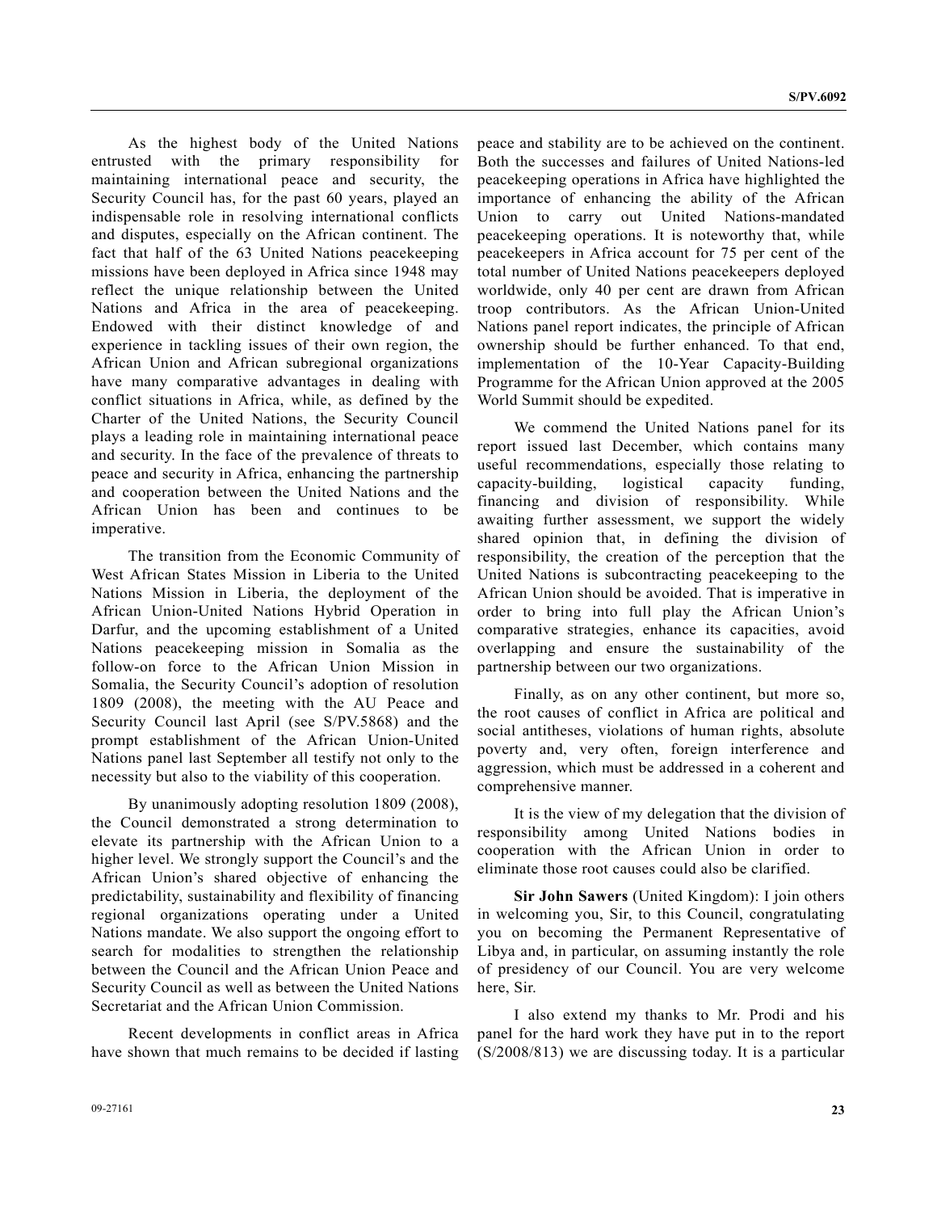As the highest body of the United Nations entrusted with the primary responsibility for maintaining international peace and security, the Security Council has, for the past 60 years, played an indispensable role in resolving international conflicts and disputes, especially on the African continent. The fact that half of the 63 United Nations peacekeeping missions have been deployed in Africa since 1948 may reflect the unique relationship between the United Nations and Africa in the area of peacekeeping. Endowed with their distinct knowledge of and experience in tackling issues of their own region, the African Union and African subregional organizations have many comparative advantages in dealing with conflict situations in Africa, while, as defined by the Charter of the United Nations, the Security Council plays a leading role in maintaining international peace and security. In the face of the prevalence of threats to peace and security in Africa, enhancing the partnership and cooperation between the United Nations and the African Union has been and continues to be imperative.

The transition from the Economic Community of West African States Mission in Liberia to the United Nations Mission in Liberia, the deployment of the African Union-United Nations Hybrid Operation in Darfur, and the upcoming establishment of a United Nations peacekeeping mission in Somalia as the follow-on force to the African Union Mission in Somalia, the Security Council's adoption of resolution 1809 (2008), the meeting with the AU Peace and Security Council last April (see S/PV.5868) and the prompt establishment of the African Union-United Nations panel last September all testify not only to the necessity but also to the viability of this cooperation.

By unanimously adopting resolution 1809 (2008), the Council demonstrated a strong determination to elevate its partnership with the African Union to a higher level. We strongly support the Council's and the African Union's shared objective of enhancing the predictability, sustainability and flexibility of financing regional organizations operating under a United Nations mandate. We also support the ongoing effort to search for modalities to strengthen the relationship between the Council and the African Union Peace and Security Council as well as between the United Nations Secretariat and the African Union Commission.

Recent developments in conflict areas in Africa have shown that much remains to be decided if lasting peace and stability are to be achieved on the continent. Both the successes and failures of United Nations-led peacekeeping operations in Africa have highlighted the importance of enhancing the ability of the African Union to carry out United Nations-mandated peacekeeping operations. It is noteworthy that, while peacekeepers in Africa account for 75 per cent of the total number of United Nations peacekeepers deployed worldwide, only 40 per cent are drawn from African troop contributors. As the African Union-United Nations panel report indicates, the principle of African ownership should be further enhanced. To that end, implementation of the 10-Year Capacity-Building Programme for the African Union approved at the 2005 World Summit should be expedited.

We commend the United Nations panel for its report issued last December, which contains many useful recommendations, especially those relating to capacity-building, logistical capacity funding, financing and division of responsibility. While awaiting further assessment, we support the widely shared opinion that, in defining the division of responsibility, the creation of the perception that the United Nations is subcontracting peacekeeping to the African Union should be avoided. That is imperative in order to bring into full play the African Union's comparative strategies, enhance its capacities, avoid overlapping and ensure the sustainability of the partnership between our two organizations.

Finally, as on any other continent, but more so, the root causes of conflict in Africa are political and social antitheses, violations of human rights, absolute poverty and, very often, foreign interference and aggression, which must be addressed in a coherent and comprehensive manner.

It is the view of my delegation that the division of responsibility among United Nations bodies in cooperation with the African Union in order to eliminate those root causes could also be clarified.

**Sir John Sawers** (United Kingdom): I join others in welcoming you, Sir, to this Council, congratulating you on becoming the Permanent Representative of Libya and, in particular, on assuming instantly the role of presidency of our Council. You are very welcome here, Sir.

I also extend my thanks to Mr. Prodi and his panel for the hard work they have put in to the report (S/2008/813) we are discussing today. It is a particular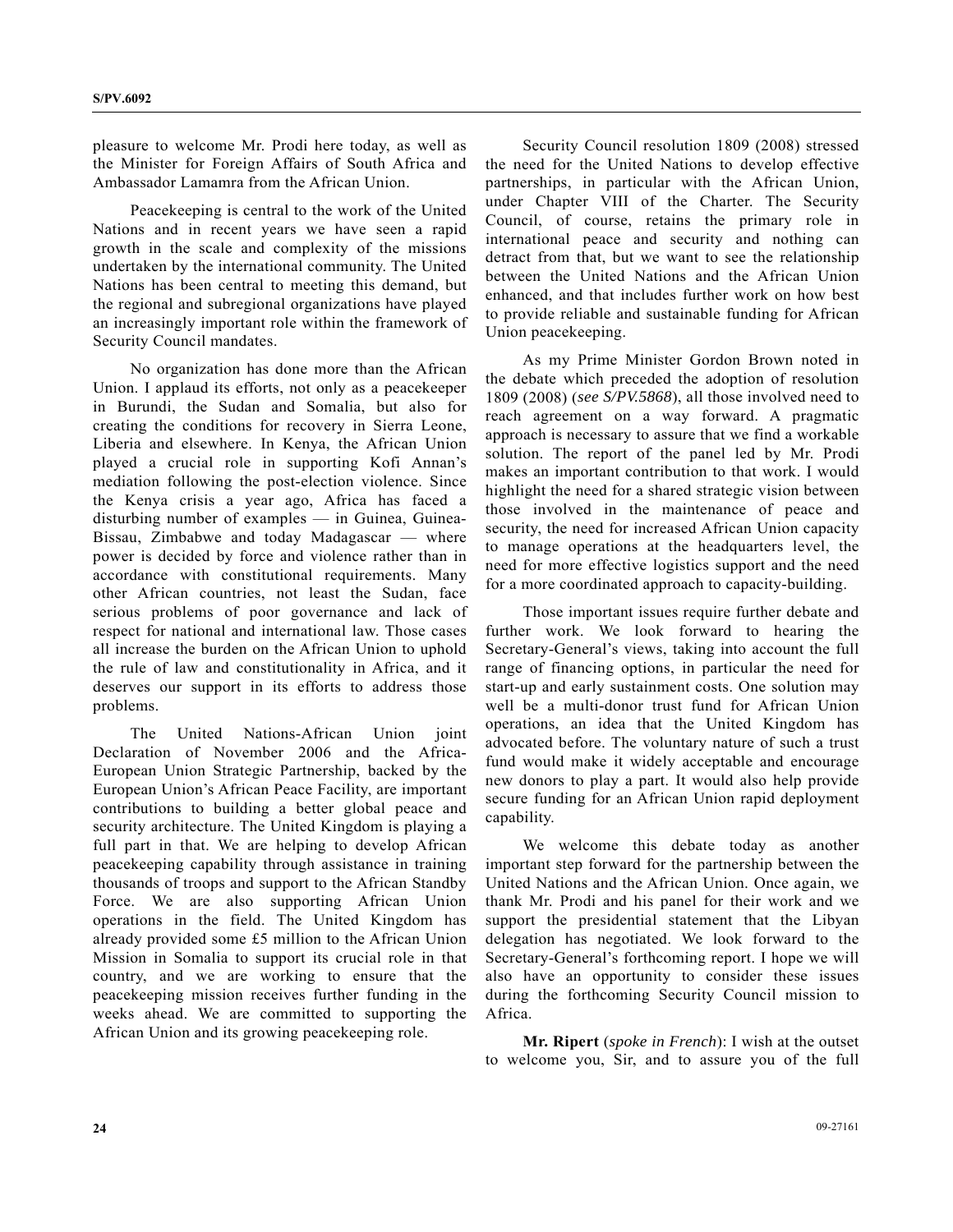pleasure to welcome Mr. Prodi here today, as well as the Minister for Foreign Affairs of South Africa and Ambassador Lamamra from the African Union.

Peacekeeping is central to the work of the United Nations and in recent years we have seen a rapid growth in the scale and complexity of the missions undertaken by the international community. The United Nations has been central to meeting this demand, but the regional and subregional organizations have played an increasingly important role within the framework of Security Council mandates.

No organization has done more than the African Union. I applaud its efforts, not only as a peacekeeper in Burundi, the Sudan and Somalia, but also for creating the conditions for recovery in Sierra Leone, Liberia and elsewhere. In Kenya, the African Union played a crucial role in supporting Kofi Annan's mediation following the post-election violence. Since the Kenya crisis a year ago, Africa has faced a disturbing number of examples — in Guinea, Guinea-Bissau, Zimbabwe and today Madagascar — where power is decided by force and violence rather than in accordance with constitutional requirements. Many other African countries, not least the Sudan, face serious problems of poor governance and lack of respect for national and international law. Those cases all increase the burden on the African Union to uphold the rule of law and constitutionality in Africa, and it deserves our support in its efforts to address those problems.

The United Nations-African Union joint Declaration of November 2006 and the Africa-European Union Strategic Partnership, backed by the European Union's African Peace Facility, are important contributions to building a better global peace and security architecture. The United Kingdom is playing a full part in that. We are helping to develop African peacekeeping capability through assistance in training thousands of troops and support to the African Standby Force. We are also supporting African Union operations in the field. The United Kingdom has already provided some £5 million to the African Union Mission in Somalia to support its crucial role in that country, and we are working to ensure that the peacekeeping mission receives further funding in the weeks ahead. We are committed to supporting the African Union and its growing peacekeeping role.

Security Council resolution 1809 (2008) stressed the need for the United Nations to develop effective partnerships, in particular with the African Union, under Chapter VIII of the Charter. The Security Council, of course, retains the primary role in international peace and security and nothing can detract from that, but we want to see the relationship between the United Nations and the African Union enhanced, and that includes further work on how best to provide reliable and sustainable funding for African Union peacekeeping.

As my Prime Minister Gordon Brown noted in the debate which preceded the adoption of resolution 1809 (2008) (*see S/PV.5868*), all those involved need to reach agreement on a way forward. A pragmatic approach is necessary to assure that we find a workable solution. The report of the panel led by Mr. Prodi makes an important contribution to that work. I would highlight the need for a shared strategic vision between those involved in the maintenance of peace and security, the need for increased African Union capacity to manage operations at the headquarters level, the need for more effective logistics support and the need for a more coordinated approach to capacity-building.

Those important issues require further debate and further work. We look forward to hearing the Secretary-General's views, taking into account the full range of financing options, in particular the need for start-up and early sustainment costs. One solution may well be a multi-donor trust fund for African Union operations, an idea that the United Kingdom has advocated before. The voluntary nature of such a trust fund would make it widely acceptable and encourage new donors to play a part. It would also help provide secure funding for an African Union rapid deployment capability.

We welcome this debate today as another important step forward for the partnership between the United Nations and the African Union. Once again, we thank Mr. Prodi and his panel for their work and we support the presidential statement that the Libyan delegation has negotiated. We look forward to the Secretary-General's forthcoming report. I hope we will also have an opportunity to consider these issues during the forthcoming Security Council mission to Africa.

**Mr. Ripert** (*spoke in French*): I wish at the outset to welcome you, Sir, and to assure you of the full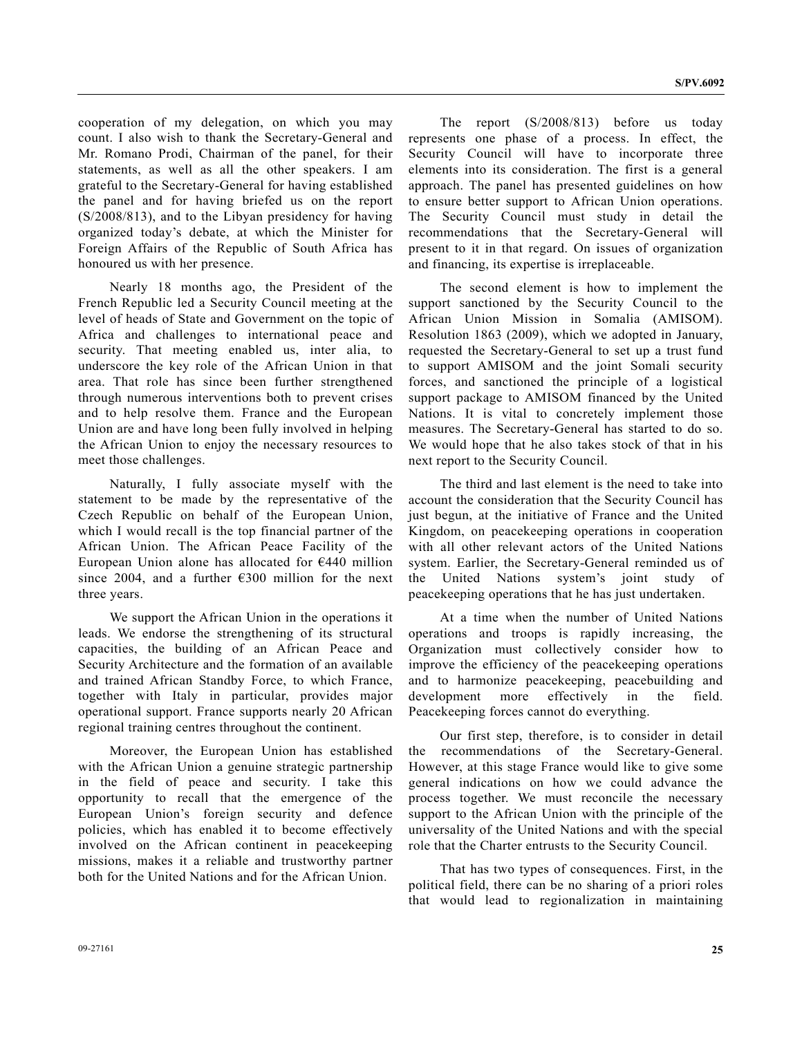cooperation of my delegation, on which you may count. I also wish to thank the Secretary-General and Mr. Romano Prodi, Chairman of the panel, for their statements, as well as all the other speakers. I am grateful to the Secretary-General for having established the panel and for having briefed us on the report (S/2008/813), and to the Libyan presidency for having organized today's debate, at which the Minister for Foreign Affairs of the Republic of South Africa has honoured us with her presence.

Nearly 18 months ago, the President of the French Republic led a Security Council meeting at the level of heads of State and Government on the topic of Africa and challenges to international peace and security. That meeting enabled us, inter alia, to underscore the key role of the African Union in that area. That role has since been further strengthened through numerous interventions both to prevent crises and to help resolve them. France and the European Union are and have long been fully involved in helping the African Union to enjoy the necessary resources to meet those challenges.

Naturally, I fully associate myself with the statement to be made by the representative of the Czech Republic on behalf of the European Union, which I would recall is the top financial partner of the African Union. The African Peace Facility of the European Union alone has allocated for €440 million since 2004, and a further €300 million for the next three years.

We support the African Union in the operations it leads. We endorse the strengthening of its structural capacities, the building of an African Peace and Security Architecture and the formation of an available and trained African Standby Force, to which France, together with Italy in particular, provides major operational support. France supports nearly 20 African regional training centres throughout the continent.

Moreover, the European Union has established with the African Union a genuine strategic partnership in the field of peace and security. I take this opportunity to recall that the emergence of the European Union's foreign security and defence policies, which has enabled it to become effectively involved on the African continent in peacekeeping missions, makes it a reliable and trustworthy partner both for the United Nations and for the African Union.

The report (S/2008/813) before us today represents one phase of a process. In effect, the Security Council will have to incorporate three elements into its consideration. The first is a general approach. The panel has presented guidelines on how to ensure better support to African Union operations. The Security Council must study in detail the recommendations that the Secretary-General will present to it in that regard. On issues of organization and financing, its expertise is irreplaceable.

The second element is how to implement the support sanctioned by the Security Council to the African Union Mission in Somalia (AMISOM). Resolution 1863 (2009), which we adopted in January, requested the Secretary-General to set up a trust fund to support AMISOM and the joint Somali security forces, and sanctioned the principle of a logistical support package to AMISOM financed by the United Nations. It is vital to concretely implement those measures. The Secretary-General has started to do so. We would hope that he also takes stock of that in his next report to the Security Council.

The third and last element is the need to take into account the consideration that the Security Council has just begun, at the initiative of France and the United Kingdom, on peacekeeping operations in cooperation with all other relevant actors of the United Nations system. Earlier, the Secretary-General reminded us of the United Nations system's joint study of peacekeeping operations that he has just undertaken.

At a time when the number of United Nations operations and troops is rapidly increasing, the Organization must collectively consider how to improve the efficiency of the peacekeeping operations and to harmonize peacekeeping, peacebuilding and development more effectively in the field. Peacekeeping forces cannot do everything.

Our first step, therefore, is to consider in detail the recommendations of the Secretary-General. However, at this stage France would like to give some general indications on how we could advance the process together. We must reconcile the necessary support to the African Union with the principle of the universality of the United Nations and with the special role that the Charter entrusts to the Security Council.

That has two types of consequences. First, in the political field, there can be no sharing of a priori roles that would lead to regionalization in maintaining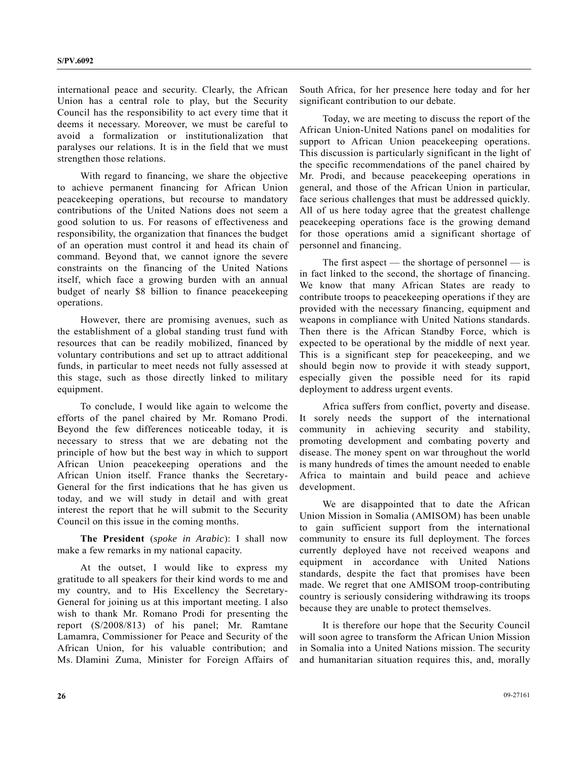international peace and security. Clearly, the African Union has a central role to play, but the Security Council has the responsibility to act every time that it deems it necessary. Moreover, we must be careful to avoid a formalization or institutionalization that paralyses our relations. It is in the field that we must strengthen those relations.

With regard to financing, we share the objective to achieve permanent financing for African Union peacekeeping operations, but recourse to mandatory contributions of the United Nations does not seem a good solution to us. For reasons of effectiveness and responsibility, the organization that finances the budget of an operation must control it and head its chain of command. Beyond that, we cannot ignore the severe constraints on the financing of the United Nations itself, which face a growing burden with an annual budget of nearly $8 billion to finance peacekeeping operations.

However, there are promising avenues, such as the establishment of a global standing trust fund with resources that can be readily mobilized, financed by voluntary contributions and set up to attract additional funds, in particular to meet needs not fully assessed at this stage, such as those directly linked to military equipment.

To conclude, I would like again to welcome the efforts of the panel chaired by Mr. Romano Prodi. Beyond the few differences noticeable today, it is necessary to stress that we are debating not the principle of how but the best way in which to support African Union peacekeeping operations and the African Union itself. France thanks the Secretary-General for the first indications that he has given us today, and we will study in detail and with great interest the report that he will submit to the Security Council on this issue in the coming months.

**The President** (*spoke in Arabic*): I shall now make a few remarks in my national capacity.

At the outset, I would like to express my gratitude to all speakers for their kind words to me and my country, and to His Excellency the Secretary-General for joining us at this important meeting. I also wish to thank Mr. Romano Prodi for presenting the report (S/2008/813) of his panel; Mr. Ramtane Lamamra, Commissioner for Peace and Security of the African Union, for his valuable contribution; and Ms. Dlamini Zuma, Minister for Foreign Affairs of South Africa, for her presence here today and for her significant contribution to our debate.

Today, we are meeting to discuss the report of the African Union-United Nations panel on modalities for support to African Union peacekeeping operations. This discussion is particularly significant in the light of the specific recommendations of the panel chaired by Mr. Prodi, and because peacekeeping operations in general, and those of the African Union in particular, face serious challenges that must be addressed quickly. All of us here today agree that the greatest challenge peacekeeping operations face is the growing demand for those operations amid a significant shortage of personnel and financing.

The first aspect — the shortage of personnel — is in fact linked to the second, the shortage of financing. We know that many African States are ready to contribute troops to peacekeeping operations if they are provided with the necessary financing, equipment and weapons in compliance with United Nations standards. Then there is the African Standby Force, which is expected to be operational by the middle of next year. This is a significant step for peacekeeping, and we should begin now to provide it with steady support, especially given the possible need for its rapid deployment to address urgent events.

Africa suffers from conflict, poverty and disease. It sorely needs the support of the international community in achieving security and stability, promoting development and combating poverty and disease. The money spent on war throughout the world is many hundreds of times the amount needed to enable Africa to maintain and build peace and achieve development.

We are disappointed that to date the African Union Mission in Somalia (AMISOM) has been unable to gain sufficient support from the international community to ensure its full deployment. The forces currently deployed have not received weapons and equipment in accordance with United Nations standards, despite the fact that promises have been made. We regret that one AMISOM troop-contributing country is seriously considering withdrawing its troops because they are unable to protect themselves.

It is therefore our hope that the Security Council will soon agree to transform the African Union Mission in Somalia into a United Nations mission. The security and humanitarian situation requires this, and, morally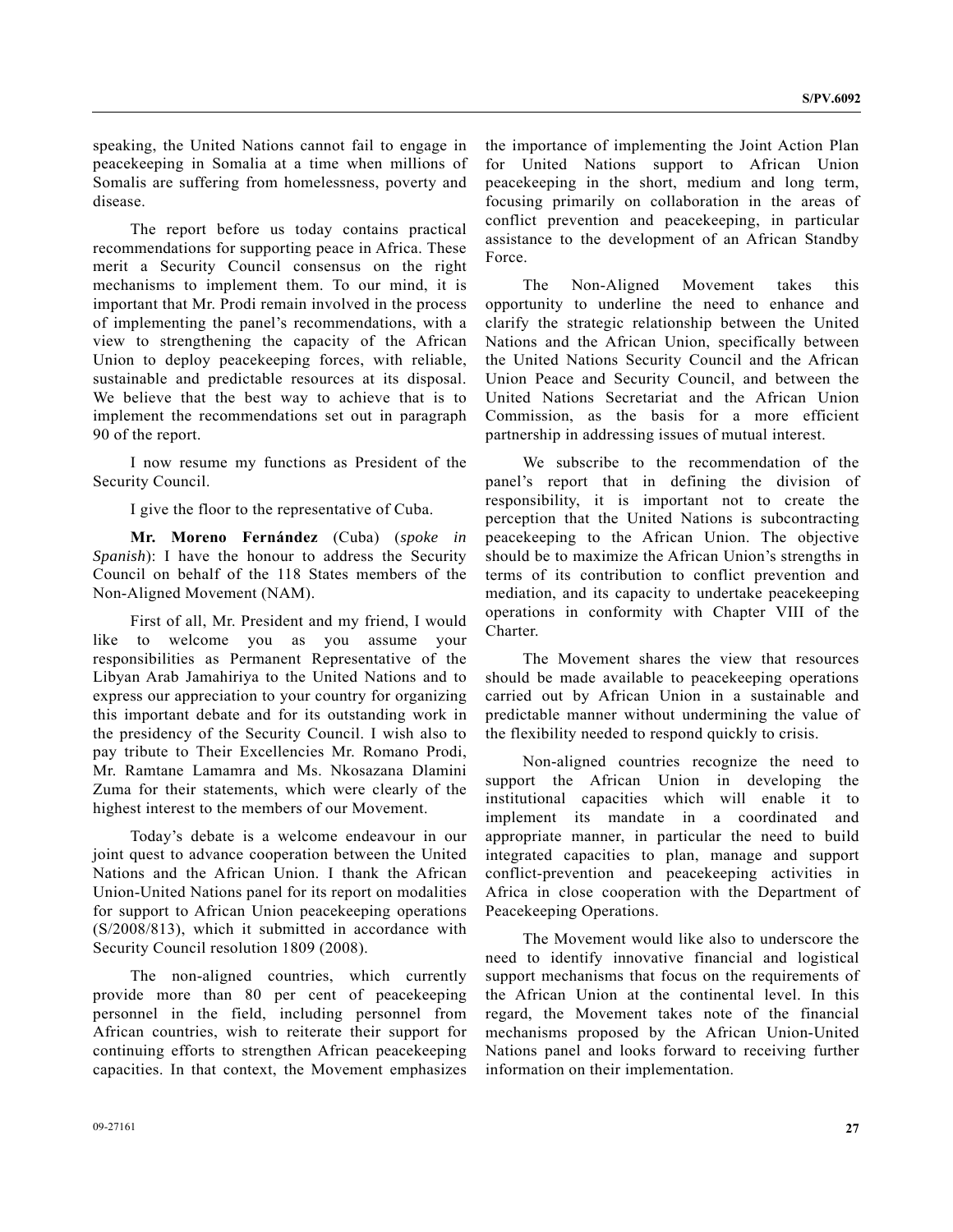speaking, the United Nations cannot fail to engage in peacekeeping in Somalia at a time when millions of Somalis are suffering from homelessness, poverty and disease.

The report before us today contains practical recommendations for supporting peace in Africa. These merit a Security Council consensus on the right mechanisms to implement them. To our mind, it is important that Mr. Prodi remain involved in the process of implementing the panel's recommendations, with a view to strengthening the capacity of the African Union to deploy peacekeeping forces, with reliable, sustainable and predictable resources at its disposal. We believe that the best way to achieve that is to implement the recommendations set out in paragraph 90 of the report.

I now resume my functions as President of the Security Council.

I give the floor to the representative of Cuba.

**Mr. Moreno Fernández** (Cuba) (*spoke in Spanish*): I have the honour to address the Security Council on behalf of the 118 States members of the Non-Aligned Movement (NAM).

First of all, Mr. President and my friend, I would like to welcome you as you assume your responsibilities as Permanent Representative of the Libyan Arab Jamahiriya to the United Nations and to express our appreciation to your country for organizing this important debate and for its outstanding work in the presidency of the Security Council. I wish also to pay tribute to Their Excellencies Mr. Romano Prodi, Mr. Ramtane Lamamra and Ms. Nkosazana Dlamini Zuma for their statements, which were clearly of the highest interest to the members of our Movement.

Today's debate is a welcome endeavour in our joint quest to advance cooperation between the United Nations and the African Union. I thank the African Union-United Nations panel for its report on modalities for support to African Union peacekeeping operations (S/2008/813), which it submitted in accordance with Security Council resolution 1809 (2008).

The non-aligned countries, which currently provide more than 80 per cent of peacekeeping personnel in the field, including personnel from African countries, wish to reiterate their support for continuing efforts to strengthen African peacekeeping capacities. In that context, the Movement emphasizes the importance of implementing the Joint Action Plan for United Nations support to African Union peacekeeping in the short, medium and long term, focusing primarily on collaboration in the areas of conflict prevention and peacekeeping, in particular assistance to the development of an African Standby Force.

The Non-Aligned Movement takes this opportunity to underline the need to enhance and clarify the strategic relationship between the United Nations and the African Union, specifically between the United Nations Security Council and the African Union Peace and Security Council, and between the United Nations Secretariat and the African Union Commission, as the basis for a more efficient partnership in addressing issues of mutual interest.

We subscribe to the recommendation of the panel's report that in defining the division of responsibility, it is important not to create the perception that the United Nations is subcontracting peacekeeping to the African Union. The objective should be to maximize the African Union's strengths in terms of its contribution to conflict prevention and mediation, and its capacity to undertake peacekeeping operations in conformity with Chapter VIII of the Charter.

The Movement shares the view that resources should be made available to peacekeeping operations carried out by African Union in a sustainable and predictable manner without undermining the value of the flexibility needed to respond quickly to crisis.

Non-aligned countries recognize the need to support the African Union in developing the institutional capacities which will enable it to implement its mandate in a coordinated and appropriate manner, in particular the need to build integrated capacities to plan, manage and support conflict-prevention and peacekeeping activities in Africa in close cooperation with the Department of Peacekeeping Operations.

The Movement would like also to underscore the need to identify innovative financial and logistical support mechanisms that focus on the requirements of the African Union at the continental level. In this regard, the Movement takes note of the financial mechanisms proposed by the African Union-United Nations panel and looks forward to receiving further information on their implementation.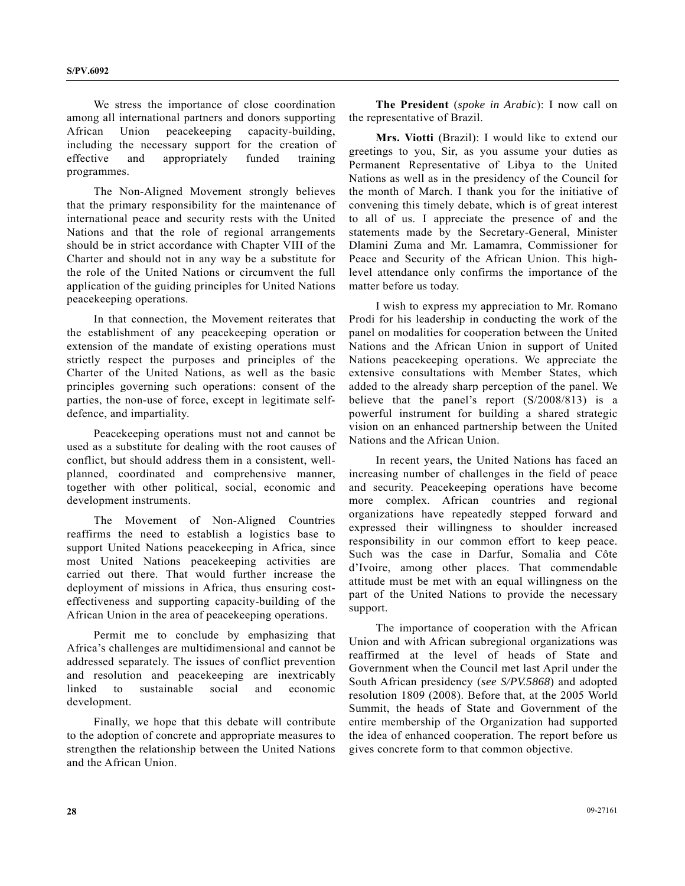We stress the importance of close coordination among all international partners and donors supporting African Union peacekeeping capacity-building, including the necessary support for the creation of effective and appropriately funded training programmes.

The Non-Aligned Movement strongly believes that the primary responsibility for the maintenance of international peace and security rests with the United Nations and that the role of regional arrangements should be in strict accordance with Chapter VIII of the Charter and should not in any way be a substitute for the role of the United Nations or circumvent the full application of the guiding principles for United Nations peacekeeping operations.

In that connection, the Movement reiterates that the establishment of any peacekeeping operation or extension of the mandate of existing operations must strictly respect the purposes and principles of the Charter of the United Nations, as well as the basic principles governing such operations: consent of the parties, the non-use of force, except in legitimate self-defence, and impartiality.

Peacekeeping operations must not and cannot be used as a substitute for dealing with the root causes of conflict, but should address them in a consistent, well-planned, coordinated and comprehensive manner, together with other political, social, economic and development instruments.

The Movement of Non-Aligned Countries reaffirms the need to establish a logistics base to support United Nations peacekeeping in Africa, since most United Nations peacekeeping activities are carried out there. That would further increase the deployment of missions in Africa, thus ensuring cost-effectiveness and supporting capacity-building of the African Union in the area of peacekeeping operations.

Permit me to conclude by emphasizing that Africa's challenges are multidimensional and cannot be addressed separately. The issues of conflict prevention and resolution and peacekeeping are inextricably linked to sustainable social and economic development.

Finally, we hope that this debate will contribute to the adoption of concrete and appropriate measures to strengthen the relationship between the United Nations and the African Union.

**The President** (*spoke in Arabic*): I now call on the representative of Brazil.

**Mrs. Viotti** (Brazil): I would like to extend our greetings to you, Sir, as you assume your duties as Permanent Representative of Libya to the United Nations as well as in the presidency of the Council for the month of March. I thank you for the initiative of convening this timely debate, which is of great interest to all of us. I appreciate the presence of and the statements made by the Secretary-General, Minister Dlamini Zuma and Mr. Lamamra, Commissioner for Peace and Security of the African Union. This high-level attendance only confirms the importance of the matter before us today.

I wish to express my appreciation to Mr. Romano Prodi for his leadership in conducting the work of the panel on modalities for cooperation between the United Nations and the African Union in support of United Nations peacekeeping operations. We appreciate the extensive consultations with Member States, which added to the already sharp perception of the panel. We believe that the panel's report (S/2008/813) is a powerful instrument for building a shared strategic vision on an enhanced partnership between the United Nations and the African Union.

In recent years, the United Nations has faced an increasing number of challenges in the field of peace and security. Peacekeeping operations have become more complex. African countries and regional organizations have repeatedly stepped forward and expressed their willingness to shoulder increased responsibility in our common effort to keep peace. Such was the case in Darfur, Somalia and Côte d'Ivoire, among other places. That commendable attitude must be met with an equal willingness on the part of the United Nations to provide the necessary support.

The importance of cooperation with the African Union and with African subregional organizations was reaffirmed at the level of heads of State and Government when the Council met last April under the South African presidency (*see S/PV.5868*) and adopted resolution 1809 (2008). Before that, at the 2005 World Summit, the heads of State and Government of the entire membership of the Organization had supported the idea of enhanced cooperation. The report before us gives concrete form to that common objective.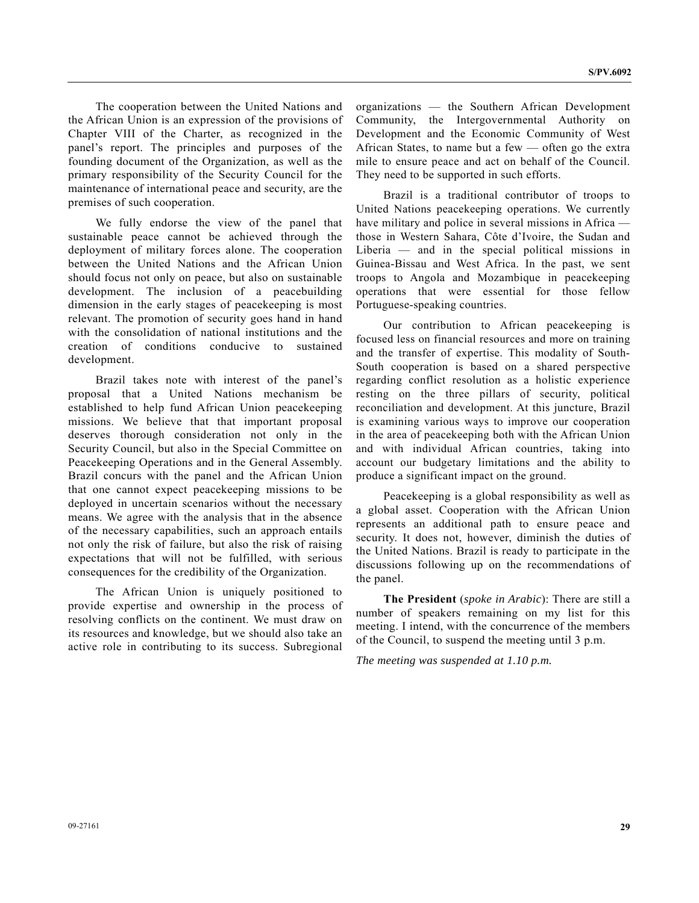The cooperation between the United Nations and the African Union is an expression of the provisions of Chapter VIII of the Charter, as recognized in the panel's report. The principles and purposes of the founding document of the Organization, as well as the primary responsibility of the Security Council for the maintenance of international peace and security, are the premises of such cooperation.

We fully endorse the view of the panel that sustainable peace cannot be achieved through the deployment of military forces alone. The cooperation between the United Nations and the African Union should focus not only on peace, but also on sustainable development. The inclusion of a peacebuilding dimension in the early stages of peacekeeping is most relevant. The promotion of security goes hand in hand with the consolidation of national institutions and the creation of conditions conducive to sustained development.

Brazil takes note with interest of the panel's proposal that a United Nations mechanism be established to help fund African Union peacekeeping missions. We believe that that important proposal deserves thorough consideration not only in the Security Council, but also in the Special Committee on Peacekeeping Operations and in the General Assembly. Brazil concurs with the panel and the African Union that one cannot expect peacekeeping missions to be deployed in uncertain scenarios without the necessary means. We agree with the analysis that in the absence of the necessary capabilities, such an approach entails not only the risk of failure, but also the risk of raising expectations that will not be fulfilled, with serious consequences for the credibility of the Organization.

The African Union is uniquely positioned to provide expertise and ownership in the process of resolving conflicts on the continent. We must draw on its resources and knowledge, but we should also take an active role in contributing to its success. Subregional organizations — the Southern African Development Community, the Intergovernmental Authority on Development and the Economic Community of West African States, to name but a few — often go the extra mile to ensure peace and act on behalf of the Council. They need to be supported in such efforts.

Brazil is a traditional contributor of troops to United Nations peacekeeping operations. We currently have military and police in several missions in Africa — those in Western Sahara, Côte d'Ivoire, the Sudan and Liberia — and in the special political missions in Guinea-Bissau and West Africa. In the past, we sent troops to Angola and Mozambique in peacekeeping operations that were essential for those fellow Portuguese-speaking countries.

Our contribution to African peacekeeping is focused less on financial resources and more on training and the transfer of expertise. This modality of South-South cooperation is based on a shared perspective regarding conflict resolution as a holistic experience resting on the three pillars of security, political reconciliation and development. At this juncture, Brazil is examining various ways to improve our cooperation in the area of peacekeeping both with the African Union and with individual African countries, taking into account our budgetary limitations and the ability to produce a significant impact on the ground.

Peacekeeping is a global responsibility as well as a global asset. Cooperation with the African Union represents an additional path to ensure peace and security. It does not, however, diminish the duties of the United Nations. Brazil is ready to participate in the discussions following up on the recommendations of the panel.

**The President** (*spoke in Arabic*): There are still a number of speakers remaining on my list for this meeting. I intend, with the concurrence of the members of the Council, to suspend the meeting until 3 p.m.

*The meeting was suspended at 1.10 p.m.*